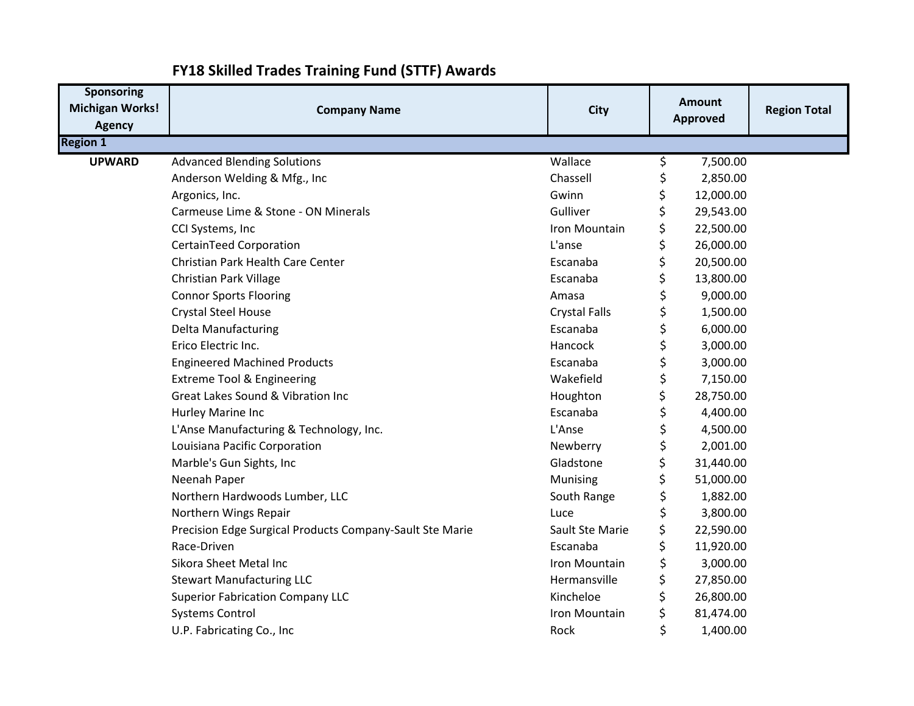## FY18 Skilled Trades Training Fund (STTF) Awards

| Sponsoring Michigan Works! Agency | Company Name | City | Amount Approved | Region Total |
|---|---|---|---|---|
| **Region 1** | | | | |
| **UPWARD** | Advanced Blending Solutions | Wallace | $ 7,500.00 | |
| | Anderson Welding & Mfg., Inc | Chassell | $ 2,850.00 | |
| | Argonics, Inc. | Gwinn | $ 12,000.00 | |
| | Carmeuse Lime & Stone - ON Minerals | Gulliver | $ 29,543.00 | |
| | CCI Systems, Inc | Iron Mountain | $ 22,500.00 | |
| | CertainTeed Corporation | L'anse | $ 26,000.00 | |
| | Christian Park Health Care Center | Escanaba | $ 20,500.00 | |
| | Christian Park Village | Escanaba | $ 13,800.00 | |
| | Connor Sports Flooring | Amasa | $ 9,000.00 | |
| | Crystal Steel House | Crystal Falls | $ 1,500.00 | |
| | Delta Manufacturing | Escanaba | $ 6,000.00 | |
| | Erico Electric Inc. | Hancock | $ 3,000.00 | |
| | Engineered Machined Products | Escanaba | $ 3,000.00 | |
| | Extreme Tool & Engineering | Wakefield | $ 7,150.00 | |
| | Great Lakes Sound & Vibration Inc | Houghton | $ 28,750.00 | |
| | Hurley Marine Inc | Escanaba | $ 4,400.00 | |
| | L'Anse Manufacturing & Technology, Inc. | L'Anse | $ 4,500.00 | |
| | Louisiana Pacific Corporation | Newberry | $ 2,001.00 | |
| | Marble's Gun Sights, Inc | Gladstone | $ 31,440.00 | |
| | Neenah Paper | Munising | $ 51,000.00 | |
| | Northern Hardwoods Lumber, LLC | South Range | $ 1,882.00 | |
| | Northern Wings Repair | Luce | $ 3,800.00 | |
| | Precision Edge Surgical Products Company-Sault Ste Marie | Sault Ste Marie | $ 22,590.00 | |
| | Race-Driven | Escanaba | $ 11,920.00 | |
| | Sikora Sheet Metal Inc | Iron Mountain | $ 3,000.00 | |
| | Stewart Manufacturing LLC | Hermansville | $ 27,850.00 | |
| | Superior Fabrication Company LLC | Kincheloe | $ 26,800.00 | |
| | Systems Control | Iron Mountain | $ 81,474.00 | |
| | U.P. Fabricating Co., Inc | Rock | $ 1,400.00 | |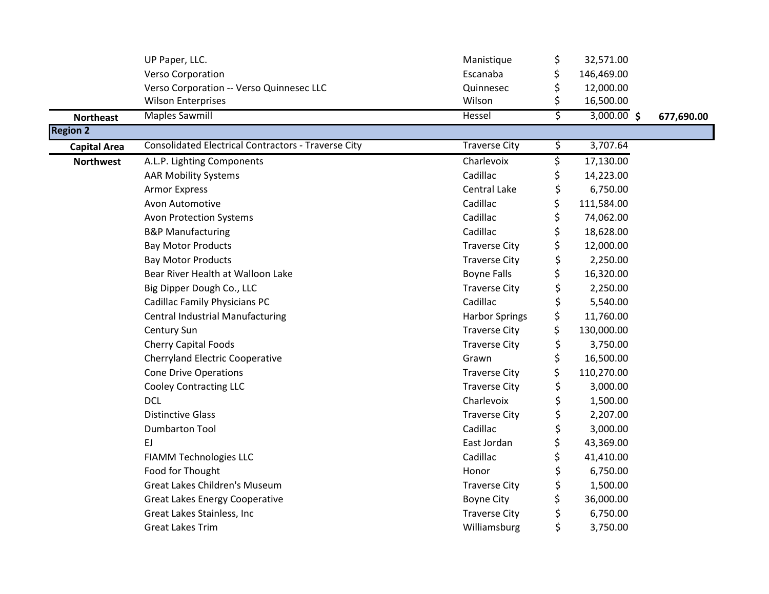| | | | | |
|---|---|---|---|---|
| | UP Paper, LLC. | Manistique | $ 32,571.00 | |
| | Verso Corporation | Escanaba | $ 146,469.00 | |
| | Verso Corporation -- Verso Quinnesec LLC | Quinnesec | $ 12,000.00 | |
| | Wilson Enterprises | Wilson | $ 16,500.00 | |
| **Northeast** | Maples Sawmill | Hessel | $ 3,000.00 | **$ 677,690.00** |
| **Region 2** | | | | |
| **Capital Area** | Consolidated Electrical Contractors - Traverse City | Traverse City | $ 3,707.64 | |
| **Northwest** | A.L.P. Lighting Components | Charlevoix | $ 17,130.00 | |
| | AAR Mobility Systems | Cadillac | $ 14,223.00 | |
| | Armor Express | Central Lake | $ 6,750.00 | |
| | Avon Automotive | Cadillac | $ 111,584.00 | |
| | Avon Protection Systems | Cadillac | $ 74,062.00 | |
| | B&P Manufacturing | Cadillac | $ 18,628.00 | |
| | Bay Motor Products | Traverse City | $ 12,000.00 | |
| | Bay Motor Products | Traverse City | $ 2,250.00 | |
| | Bear River Health at Walloon Lake | Boyne Falls | $ 16,320.00 | |
| | Big Dipper Dough Co., LLC | Traverse City | $ 2,250.00 | |
| | Cadillac Family Physicians PC | Cadillac | $ 5,540.00 | |
| | Central Industrial Manufacturing | Harbor Springs | $ 11,760.00 | |
| | Century Sun | Traverse City | $ 130,000.00 | |
| | Cherry Capital Foods | Traverse City | $ 3,750.00 | |
| | Cherryland Electric Cooperative | Grawn | $ 16,500.00 | |
| | Cone Drive Operations | Traverse City | $ 110,270.00 | |
| | Cooley Contracting LLC | Traverse City | $ 3,000.00 | |
| | DCL | Charlevoix | $ 1,500.00 | |
| | Distinctive Glass | Traverse City | $ 2,207.00 | |
| | Dumbarton Tool | Cadillac | $ 3,000.00 | |
| | EJ | East Jordan | $ 43,369.00 | |
| | FIAMM Technologies LLC | Cadillac | $ 41,410.00 | |
| | Food for Thought | Honor | $ 6,750.00 | |
| | Great Lakes Children's Museum | Traverse City | $ 1,500.00 | |
| | Great Lakes Energy Cooperative | Boyne City | $ 36,000.00 | |
| | Great Lakes Stainless, Inc | Traverse City | $ 6,750.00 | |
| | Great Lakes Trim | Williamsburg | $ 3,750.00 | |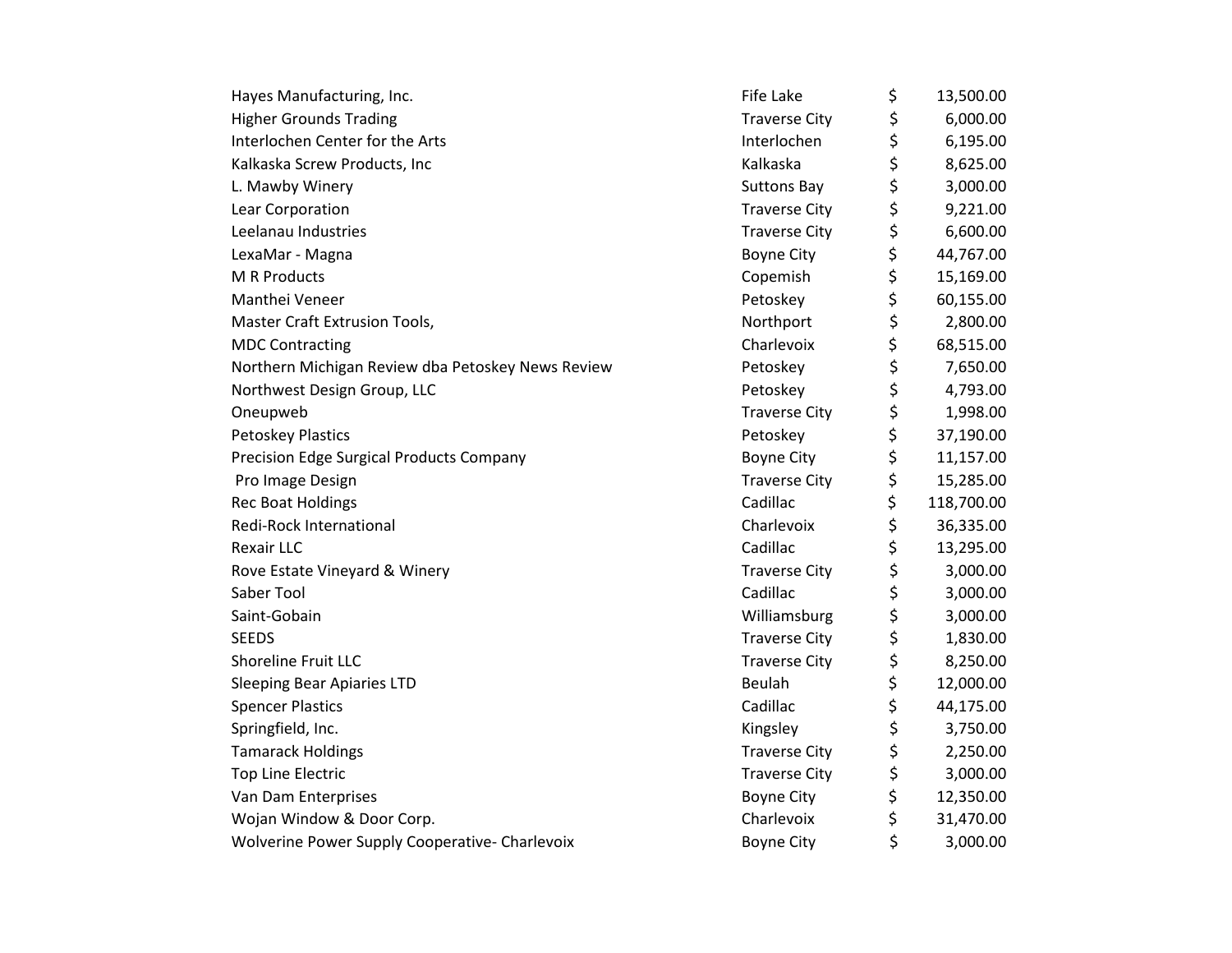| | | | |
|---|---|---|---|
| Hayes Manufacturing, Inc. | Fife Lake | $ | 13,500.00 |
| Higher Grounds Trading | Traverse City | $ | 6,000.00 |
| Interlochen Center for the Arts | Interlochen | $ | 6,195.00 |
| Kalkaska Screw Products, Inc | Kalkaska | $ | 8,625.00 |
| L. Mawby Winery | Suttons Bay | $ | 3,000.00 |
| Lear Corporation | Traverse City | $ | 9,221.00 |
| Leelanau Industries | Traverse City | $ | 6,600.00 |
| LexaMar - Magna | Boyne City | $ | 44,767.00 |
| M R Products | Copemish | $ | 15,169.00 |
| Manthei Veneer | Petoskey | $ | 60,155.00 |
| Master Craft Extrusion Tools, | Northport | $ | 2,800.00 |
| MDC Contracting | Charlevoix | $ | 68,515.00 |
| Northern Michigan Review dba Petoskey News Review | Petoskey | $ | 7,650.00 |
| Northwest Design Group, LLC | Petoskey | $ | 4,793.00 |
| Oneupweb | Traverse City | $ | 1,998.00 |
| Petoskey Plastics | Petoskey | $ | 37,190.00 |
| Precision Edge Surgical Products Company | Boyne City | $ | 11,157.00 |
| Pro Image Design | Traverse City | $ | 15,285.00 |
| Rec Boat Holdings | Cadillac | $ | 118,700.00 |
| Redi-Rock International | Charlevoix | $ | 36,335.00 |
| Rexair LLC | Cadillac | $ | 13,295.00 |
| Rove Estate Vineyard & Winery | Traverse City | $ | 3,000.00 |
| Saber Tool | Cadillac | $ | 3,000.00 |
| Saint-Gobain | Williamsburg | $ | 3,000.00 |
| SEEDS | Traverse City | $ | 1,830.00 |
| Shoreline Fruit LLC | Traverse City | $ | 8,250.00 |
| Sleeping Bear Apiaries LTD | Beulah | $ | 12,000.00 |
| Spencer Plastics | Cadillac | $ | 44,175.00 |
| Springfield, Inc. | Kingsley | $ | 3,750.00 |
| Tamarack Holdings | Traverse City | $ | 2,250.00 |
| Top Line Electric | Traverse City | $ | 3,000.00 |
| Van Dam Enterprises | Boyne City | $ | 12,350.00 |
| Wojan Window & Door Corp. | Charlevoix | $ | 31,470.00 |
| Wolverine Power Supply Cooperative- Charlevoix | Boyne City | $ | 3,000.00 |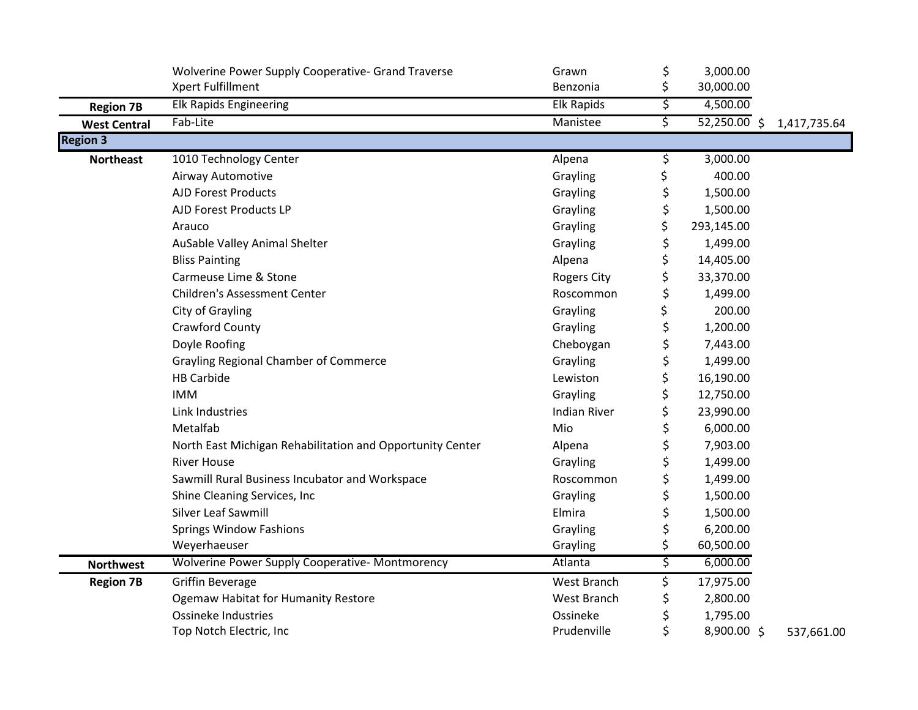| | | | | |
|---|---|---|---|---|
| | Wolverine Power Supply Cooperative- Grand Traverse | Grawn | $ 3,000.00 | |
| | Xpert Fulfillment | Benzonia | $ 30,000.00 | |
| **Region 7B** | Elk Rapids Engineering | Elk Rapids | $ 4,500.00 | |
| **West Central** | Fab-Lite | Manistee | $ 52,250.00 | $ 1,417,735.64 |
| **Region 3** | | | | |
| **Northeast** | 1010 Technology Center | Alpena | $ 3,000.00 | |
| | Airway Automotive | Grayling | $ 400.00 | |
| | AJD Forest Products | Grayling | $ 1,500.00 | |
| | AJD Forest Products LP | Grayling | $ 1,500.00 | |
| | Arauco | Grayling | $ 293,145.00 | |
| | AuSable Valley Animal Shelter | Grayling | $ 1,499.00 | |
| | Bliss Painting | Alpena | $ 14,405.00 | |
| | Carmeuse Lime & Stone | Rogers City | $ 33,370.00 | |
| | Children's Assessment Center | Roscommon | $ 1,499.00 | |
| | City of Grayling | Grayling | $ 200.00 | |
| | Crawford County | Grayling | $ 1,200.00 | |
| | Doyle Roofing | Cheboygan | $ 7,443.00 | |
| | Grayling Regional Chamber of Commerce | Grayling | $ 1,499.00 | |
| | HB Carbide | Lewiston | $ 16,190.00 | |
| | IMM | Grayling | $ 12,750.00 | |
| | Link Industries | Indian River | $ 23,990.00 | |
| | Metalfab | Mio | $ 6,000.00 | |
| | North East Michigan Rehabilitation and Opportunity Center | Alpena | $ 7,903.00 | |
| | River House | Grayling | $ 1,499.00 | |
| | Sawmill Rural Business Incubator and Workspace | Roscommon | $ 1,499.00 | |
| | Shine Cleaning Services, Inc | Grayling | $ 1,500.00 | |
| | Silver Leaf Sawmill | Elmira | $ 1,500.00 | |
| | Springs Window Fashions | Grayling | $ 6,200.00 | |
| | Weyerhaeuser | Grayling | $ 60,500.00 | |
| **Northwest** | Wolverine Power Supply Cooperative- Montmorency | Atlanta | $ 6,000.00 | |
| **Region 7B** | Griffin Beverage | West Branch | $ 17,975.00 | |
| | Ogemaw Habitat for Humanity Restore | West Branch | $ 2,800.00 | |
| | Ossineke Industries | Ossineke | $ 1,795.00 | |
| | Top Notch Electric, Inc | Prudenville | $ 8,900.00 | $ 537,661.00 |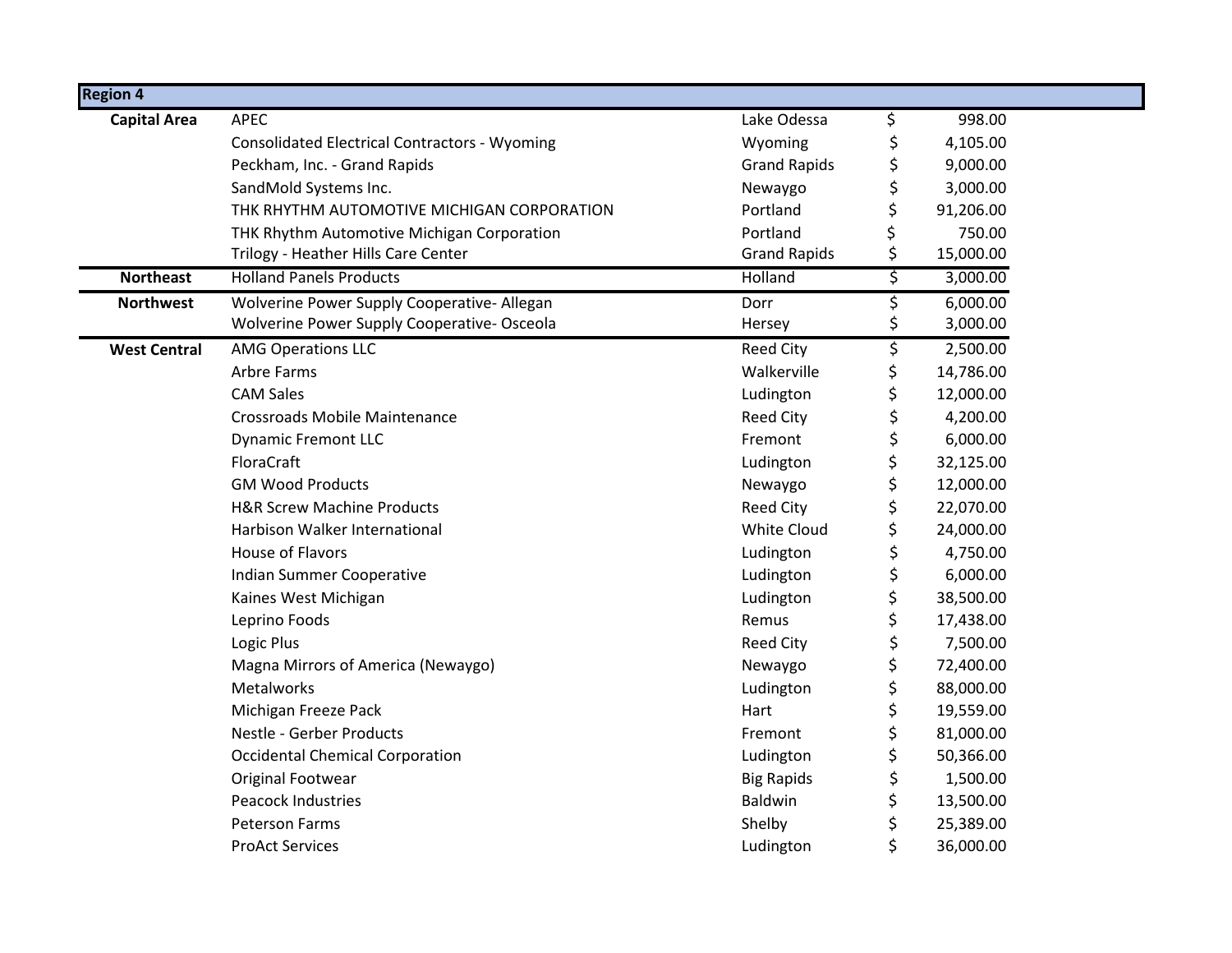| Region 4 | | | |
|---|---|---|---|
| **Capital Area** | APEC | Lake Odessa | $ 998.00 |
| | Consolidated Electrical Contractors - Wyoming | Wyoming | $ 4,105.00 |
| | Peckham, Inc. - Grand Rapids | Grand Rapids | $ 9,000.00 |
| | SandMold Systems Inc. | Newaygo | $ 3,000.00 |
| | THK RHYTHM AUTOMOTIVE MICHIGAN CORPORATION | Portland | $ 91,206.00 |
| | THK Rhythm Automotive Michigan Corporation | Portland | $ 750.00 |
| | Trilogy - Heather Hills Care Center | Grand Rapids | $ 15,000.00 |
| **Northeast** | Holland Panels Products | Holland | $ 3,000.00 |
| **Northwest** | Wolverine Power Supply Cooperative- Allegan | Dorr | $ 6,000.00 |
| | Wolverine Power Supply Cooperative- Osceola | Hersey | $ 3,000.00 |
| **West Central** | AMG Operations LLC | Reed City | $ 2,500.00 |
| | Arbre Farms | Walkerville | $ 14,786.00 |
| | CAM Sales | Ludington | $ 12,000.00 |
| | Crossroads Mobile Maintenance | Reed City | $ 4,200.00 |
| | Dynamic Fremont LLC | Fremont | $ 6,000.00 |
| | FloraCraft | Ludington | $ 32,125.00 |
| | GM Wood Products | Newaygo | $ 12,000.00 |
| | H&R Screw Machine Products | Reed City | $ 22,070.00 |
| | Harbison Walker International | White Cloud | $ 24,000.00 |
| | House of Flavors | Ludington | $ 4,750.00 |
| | Indian Summer Cooperative | Ludington | $ 6,000.00 |
| | Kaines West Michigan | Ludington | $ 38,500.00 |
| | Leprino Foods | Remus | $ 17,438.00 |
| | Logic Plus | Reed City | $ 7,500.00 |
| | Magna Mirrors of America (Newaygo) | Newaygo | $ 72,400.00 |
| | Metalworks | Ludington | $ 88,000.00 |
| | Michigan Freeze Pack | Hart | $ 19,559.00 |
| | Nestle - Gerber Products | Fremont | $ 81,000.00 |
| | Occidental Chemical Corporation | Ludington | $ 50,366.00 |
| | Original Footwear | Big Rapids | $ 1,500.00 |
| | Peacock Industries | Baldwin | $ 13,500.00 |
| | Peterson Farms | Shelby | $ 25,389.00 |
| | ProAct Services | Ludington | $ 36,000.00 |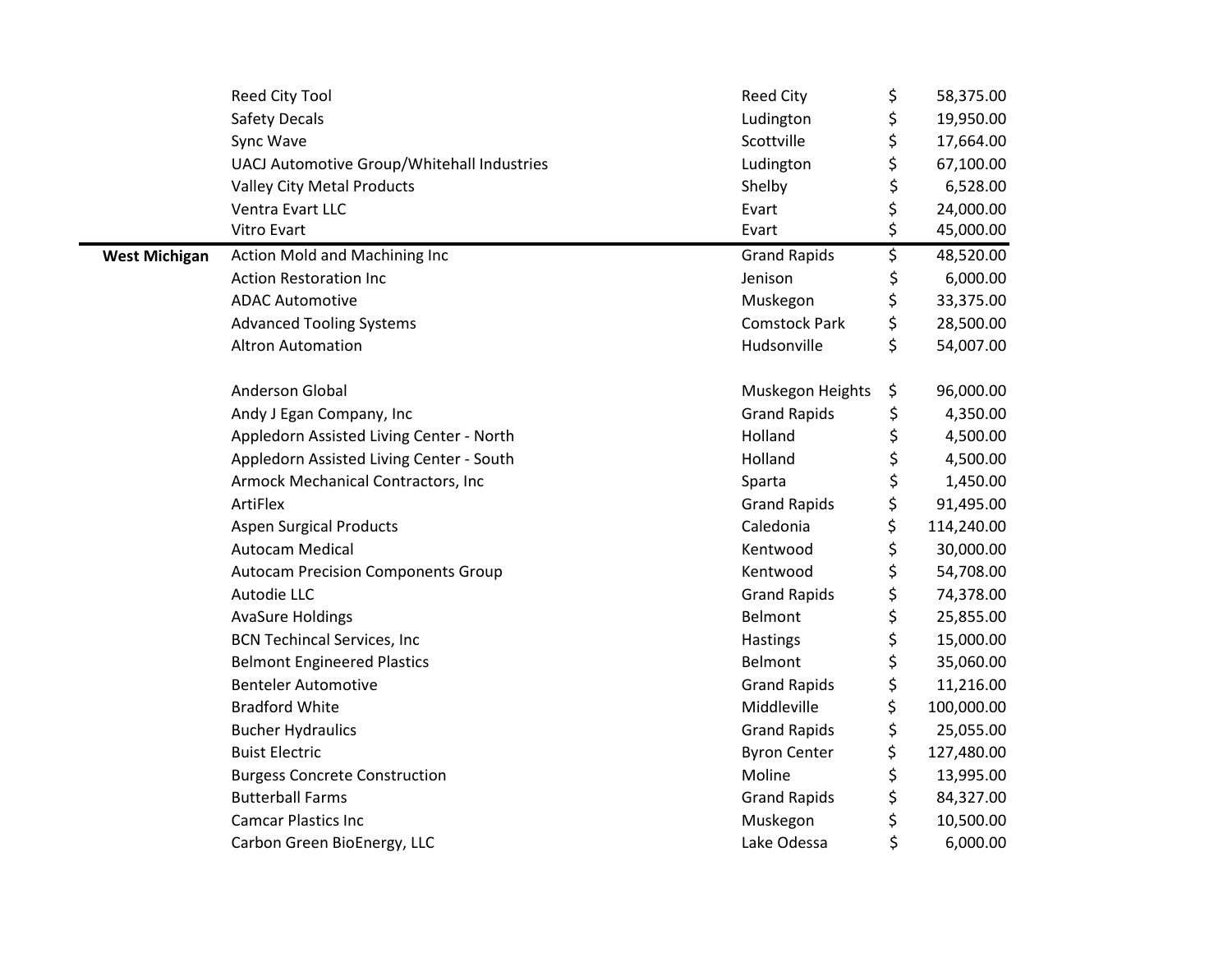| | | | |
|---|---|---|---|
| | Reed City Tool | Reed City | $ 58,375.00 |
| | Safety Decals | Ludington | $ 19,950.00 |
| | Sync Wave | Scottville | $ 17,664.00 |
| | UACJ Automotive Group/Whitehall Industries | Ludington | $ 67,100.00 |
| | Valley City Metal Products | Shelby | $ 6,528.00 |
| | Ventra Evart LLC | Evart | $ 24,000.00 |
| | Vitro Evart | Evart | $ 45,000.00 |
| **West Michigan** | Action Mold and Machining Inc | Grand Rapids | $ 48,520.00 |
| | Action Restoration Inc | Jenison | $ 6,000.00 |
| | ADAC Automotive | Muskegon | $ 33,375.00 |
| | Advanced Tooling Systems | Comstock Park | $ 28,500.00 |
| | Altron Automation | Hudsonville | $ 54,007.00 |
| | Anderson Global | Muskegon Heights | $ 96,000.00 |
| | Andy J Egan Company, Inc | Grand Rapids | $ 4,350.00 |
| | Appledorn Assisted Living Center - North | Holland | $ 4,500.00 |
| | Appledorn Assisted Living Center - South | Holland | $ 4,500.00 |
| | Armock Mechanical Contractors, Inc | Sparta | $ 1,450.00 |
| | ArtiFlex | Grand Rapids | $ 91,495.00 |
| | Aspen Surgical Products | Caledonia | $ 114,240.00 |
| | Autocam Medical | Kentwood | $ 30,000.00 |
| | Autocam Precision Components Group | Kentwood | $ 54,708.00 |
| | Autodie LLC | Grand Rapids | $ 74,378.00 |
| | AvaSure Holdings | Belmont | $ 25,855.00 |
| | BCN Techincal Services, Inc | Hastings | $ 15,000.00 |
| | Belmont Engineered Plastics | Belmont | $ 35,060.00 |
| | Benteler Automotive | Grand Rapids | $ 11,216.00 |
| | Bradford White | Middleville | $ 100,000.00 |
| | Bucher Hydraulics | Grand Rapids | $ 25,055.00 |
| | Buist Electric | Byron Center | $ 127,480.00 |
| | Burgess Concrete Construction | Moline | $ 13,995.00 |
| | Butterball Farms | Grand Rapids | $ 84,327.00 |
| | Camcar Plastics Inc | Muskegon | $ 10,500.00 |
| | Carbon Green BioEnergy, LLC | Lake Odessa | $ 6,000.00 |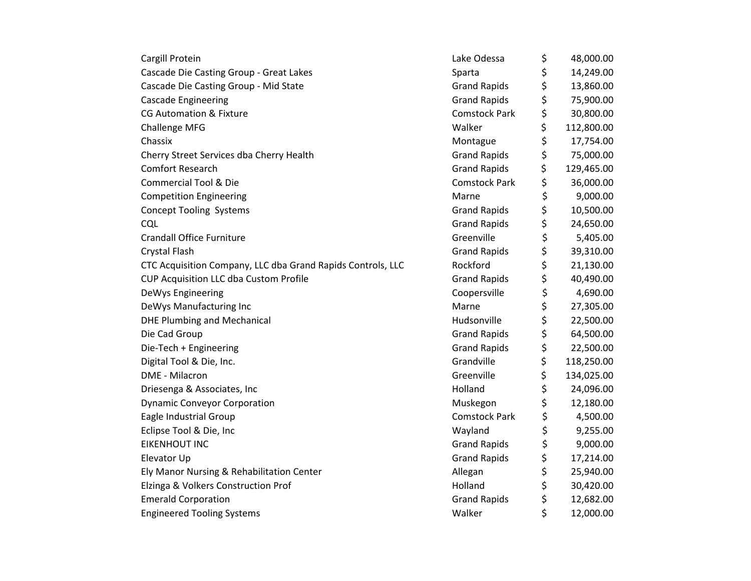| | | | |
|---|---|---|---|
| Cargill Protein | Lake Odessa | $ | 48,000.00 |
| Cascade Die Casting Group - Great Lakes | Sparta | $ | 14,249.00 |
| Cascade Die Casting Group - Mid State | Grand Rapids | $ | 13,860.00 |
| Cascade Engineering | Grand Rapids | $ | 75,900.00 |
| CG Automation & Fixture | Comstock Park | $ | 30,800.00 |
| Challenge MFG | Walker | $ | 112,800.00 |
| Chassix | Montague | $ | 17,754.00 |
| Cherry Street Services dba Cherry Health | Grand Rapids | $ | 75,000.00 |
| Comfort Research | Grand Rapids | $ | 129,465.00 |
| Commercial Tool & Die | Comstock Park | $ | 36,000.00 |
| Competition Engineering | Marne | $ | 9,000.00 |
| Concept Tooling Systems | Grand Rapids | $ | 10,500.00 |
| CQL | Grand Rapids | $ | 24,650.00 |
| Crandall Office Furniture | Greenville | $ | 5,405.00 |
| Crystal Flash | Grand Rapids | $ | 39,310.00 |
| CTC Acquisition Company, LLC dba Grand Rapids Controls, LLC | Rockford | $ | 21,130.00 |
| CUP Acquisition LLC dba Custom Profile | Grand Rapids | $ | 40,490.00 |
| DeWys Engineering | Coopersville | $ | 4,690.00 |
| DeWys Manufacturing Inc | Marne | $ | 27,305.00 |
| DHE Plumbing and Mechanical | Hudsonville | $ | 22,500.00 |
| Die Cad Group | Grand Rapids | $ | 64,500.00 |
| Die-Tech + Engineering | Grand Rapids | $ | 22,500.00 |
| Digital Tool & Die, Inc. | Grandville | $ | 118,250.00 |
| DME - Milacron | Greenville | $ | 134,025.00 |
| Driesenga & Associates, Inc | Holland | $ | 24,096.00 |
| Dynamic Conveyor Corporation | Muskegon | $ | 12,180.00 |
| Eagle Industrial Group | Comstock Park | $ | 4,500.00 |
| Eclipse Tool & Die, Inc | Wayland | $ | 9,255.00 |
| EIKENHOUT INC | Grand Rapids | $ | 9,000.00 |
| Elevator Up | Grand Rapids | $ | 17,214.00 |
| Ely Manor Nursing & Rehabilitation Center | Allegan | $ | 25,940.00 |
| Elzinga & Volkers Construction Prof | Holland | $ | 30,420.00 |
| Emerald Corporation | Grand Rapids | $ | 12,682.00 |
| Engineered Tooling Systems | Walker | $ | 12,000.00 |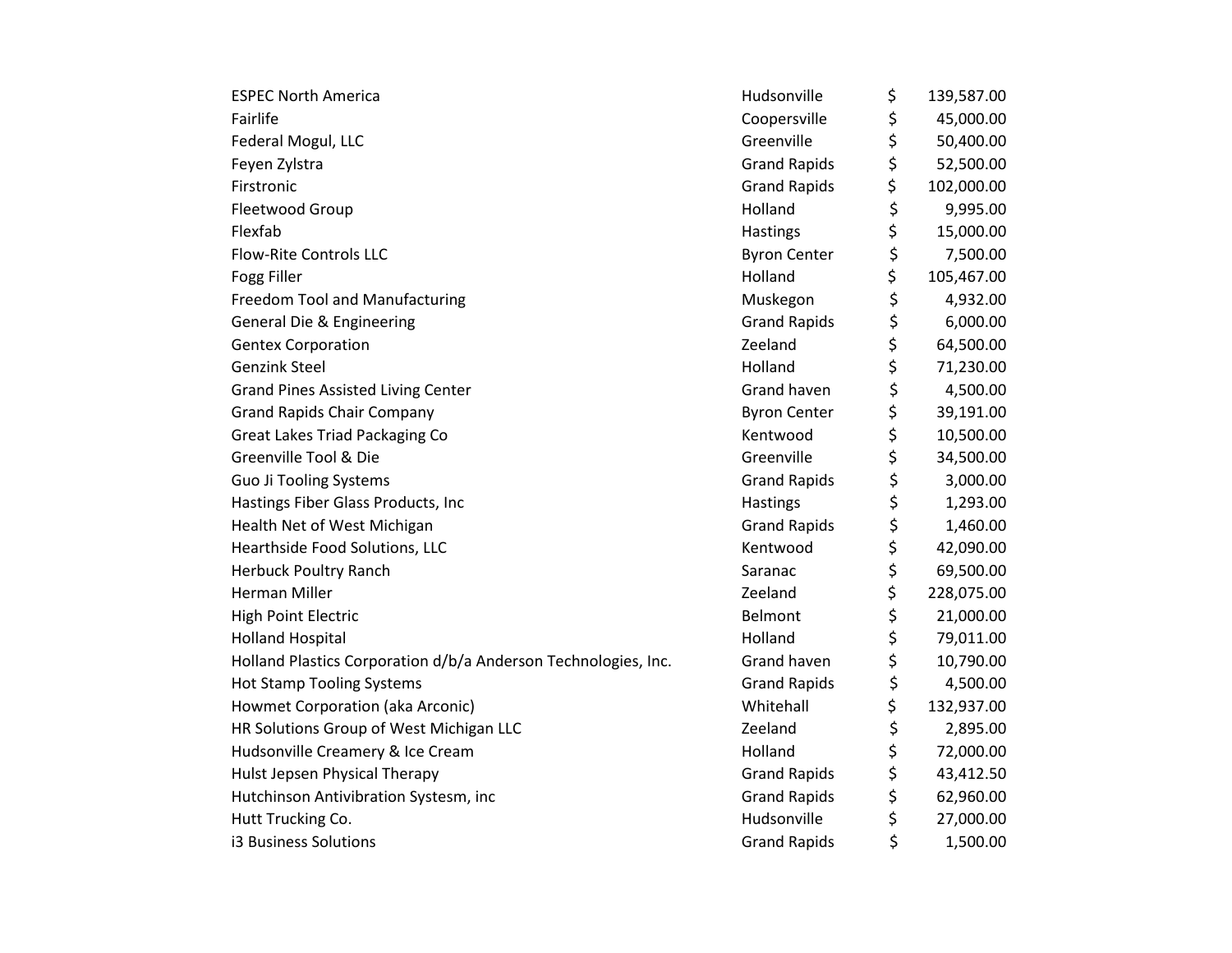| | | |
|---|---|---|
| ESPEC North America | Hudsonville | $ 139,587.00 |
| Fairlife | Coopersville | $ 45,000.00 |
| Federal Mogul, LLC | Greenville | $ 50,400.00 |
| Feyen Zylstra | Grand Rapids | $ 52,500.00 |
| Firstronic | Grand Rapids | $ 102,000.00 |
| Fleetwood Group | Holland | $ 9,995.00 |
| Flexfab | Hastings | $ 15,000.00 |
| Flow-Rite Controls LLC | Byron Center | $ 7,500.00 |
| Fogg Filler | Holland | $ 105,467.00 |
| Freedom Tool and Manufacturing | Muskegon | $ 4,932.00 |
| General Die & Engineering | Grand Rapids | $ 6,000.00 |
| Gentex Corporation | Zeeland | $ 64,500.00 |
| Genzink Steel | Holland | $ 71,230.00 |
| Grand Pines Assisted Living Center | Grand haven | $ 4,500.00 |
| Grand Rapids Chair Company | Byron Center | $ 39,191.00 |
| Great Lakes Triad Packaging Co | Kentwood | $ 10,500.00 |
| Greenville Tool & Die | Greenville | $ 34,500.00 |
| Guo Ji Tooling Systems | Grand Rapids | $ 3,000.00 |
| Hastings Fiber Glass Products, Inc | Hastings | $ 1,293.00 |
| Health Net of West Michigan | Grand Rapids | $ 1,460.00 |
| Hearthside Food Solutions, LLC | Kentwood | $ 42,090.00 |
| Herbuck Poultry Ranch | Saranac | $ 69,500.00 |
| Herman Miller | Zeeland | $ 228,075.00 |
| High Point Electric | Belmont | $ 21,000.00 |
| Holland Hospital | Holland | $ 79,011.00 |
| Holland Plastics Corporation d/b/a Anderson Technologies, Inc. | Grand haven | $ 10,790.00 |
| Hot Stamp Tooling Systems | Grand Rapids | $ 4,500.00 |
| Howmet Corporation (aka Arconic) | Whitehall | $ 132,937.00 |
| HR Solutions Group of West Michigan LLC | Zeeland | $ 2,895.00 |
| Hudsonville Creamery & Ice Cream | Holland | $ 72,000.00 |
| Hulst Jepsen Physical Therapy | Grand Rapids | $ 43,412.50 |
| Hutchinson Antivibration Systesm, inc | Grand Rapids | $ 62,960.00 |
| Hutt Trucking Co. | Hudsonville | $ 27,000.00 |
| i3 Business Solutions | Grand Rapids | $ 1,500.00 |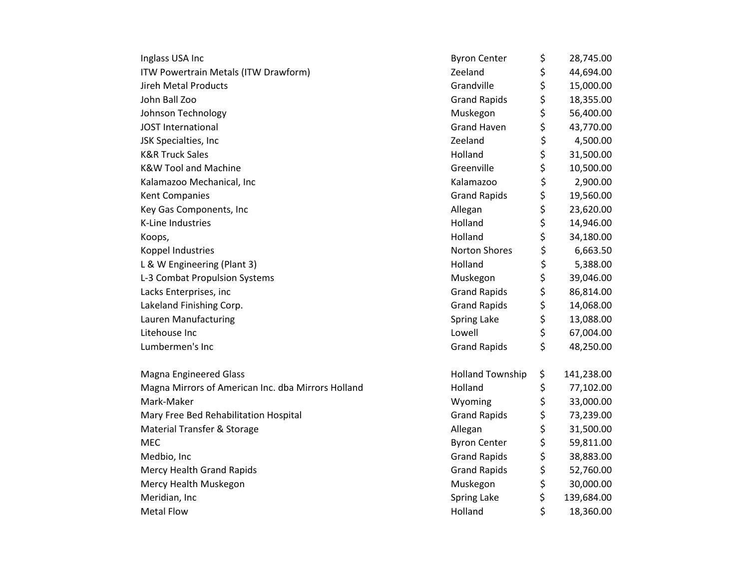| | | | |
|---|---|---|---|
| Inglass USA Inc | Byron Center | $ | 28,745.00 |
| ITW Powertrain Metals (ITW Drawform) | Zeeland | $ | 44,694.00 |
| Jireh Metal Products | Grandville | $ | 15,000.00 |
| John Ball Zoo | Grand Rapids | $ | 18,355.00 |
| Johnson Technology | Muskegon | $ | 56,400.00 |
| JOST International | Grand Haven | $ | 43,770.00 |
| JSK Specialties, Inc | Zeeland | $ | 4,500.00 |
| K&R Truck Sales | Holland | $ | 31,500.00 |
| K&W Tool and Machine | Greenville | $ | 10,500.00 |
| Kalamazoo Mechanical, Inc | Kalamazoo | $ | 2,900.00 |
| Kent Companies | Grand Rapids | $ | 19,560.00 |
| Key Gas Components, Inc | Allegan | $ | 23,620.00 |
| K-Line Industries | Holland | $ | 14,946.00 |
| Koops, | Holland | $ | 34,180.00 |
| Koppel Industries | Norton Shores | $ | 6,663.50 |
| L & W Engineering (Plant 3) | Holland | $ | 5,388.00 |
| L-3 Combat Propulsion Systems | Muskegon | $ | 39,046.00 |
| Lacks Enterprises, inc | Grand Rapids | $ | 86,814.00 |
| Lakeland Finishing Corp. | Grand Rapids | $ | 14,068.00 |
| Lauren Manufacturing | Spring Lake | $ | 13,088.00 |
| Litehouse Inc | Lowell | $ | 67,004.00 |
| Lumbermen's Inc | Grand Rapids | $ | 48,250.00 |
| | | | |
| Magna Engineered Glass | Holland Township | $ | 141,238.00 |
| Magna Mirrors of American Inc. dba Mirrors Holland | Holland | $ | 77,102.00 |
| Mark-Maker | Wyoming | $ | 33,000.00 |
| Mary Free Bed Rehabilitation Hospital | Grand Rapids | $ | 73,239.00 |
| Material Transfer & Storage | Allegan | $ | 31,500.00 |
| MEC | Byron Center | $ | 59,811.00 |
| Medbio, Inc | Grand Rapids | $ | 38,883.00 |
| Mercy Health Grand Rapids | Grand Rapids | $ | 52,760.00 |
| Mercy Health Muskegon | Muskegon | $ | 30,000.00 |
| Meridian, Inc | Spring Lake | $ | 139,684.00 |
| Metal Flow | Holland | $ | 18,360.00 |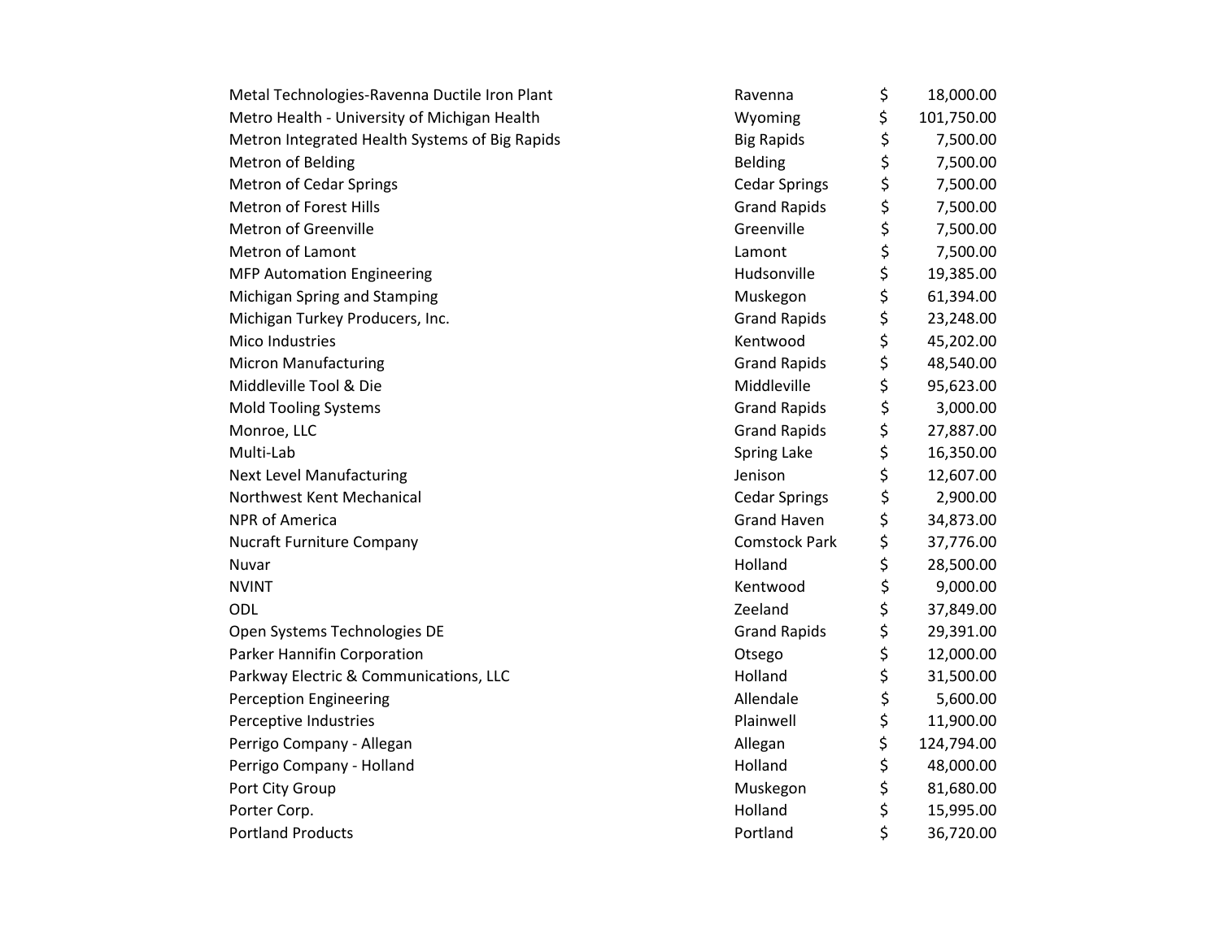| | | | |
|---|---|---|---|
| Metal Technologies-Ravenna Ductile Iron Plant | Ravenna | $ | 18,000.00 |
| Metro Health - University of Michigan Health | Wyoming | $ | 101,750.00 |
| Metron Integrated Health Systems of Big Rapids | Big Rapids | $ | 7,500.00 |
| Metron of Belding | Belding | $ | 7,500.00 |
| Metron of Cedar Springs | Cedar Springs | $ | 7,500.00 |
| Metron of Forest Hills | Grand Rapids | $ | 7,500.00 |
| Metron of Greenville | Greenville | $ | 7,500.00 |
| Metron of Lamont | Lamont | $ | 7,500.00 |
| MFP Automation Engineering | Hudsonville | $ | 19,385.00 |
| Michigan Spring and Stamping | Muskegon | $ | 61,394.00 |
| Michigan Turkey Producers, Inc. | Grand Rapids | $ | 23,248.00 |
| Mico Industries | Kentwood | $ | 45,202.00 |
| Micron Manufacturing | Grand Rapids | $ | 48,540.00 |
| Middleville Tool & Die | Middleville | $ | 95,623.00 |
| Mold Tooling Systems | Grand Rapids | $ | 3,000.00 |
| Monroe, LLC | Grand Rapids | $ | 27,887.00 |
| Multi-Lab | Spring Lake | $ | 16,350.00 |
| Next Level Manufacturing | Jenison | $ | 12,607.00 |
| Northwest Kent Mechanical | Cedar Springs | $ | 2,900.00 |
| NPR of America | Grand Haven | $ | 34,873.00 |
| Nucraft Furniture Company | Comstock Park | $ | 37,776.00 |
| Nuvar | Holland | $ | 28,500.00 |
| NVINT | Kentwood | $ | 9,000.00 |
| ODL | Zeeland | $ | 37,849.00 |
| Open Systems Technologies DE | Grand Rapids | $ | 29,391.00 |
| Parker Hannifin Corporation | Otsego | $ | 12,000.00 |
| Parkway Electric & Communications, LLC | Holland | $ | 31,500.00 |
| Perception Engineering | Allendale | $ | 5,600.00 |
| Perceptive Industries | Plainwell | $ | 11,900.00 |
| Perrigo Company - Allegan | Allegan | $ | 124,794.00 |
| Perrigo Company - Holland | Holland | $ | 48,000.00 |
| Port City Group | Muskegon | $ | 81,680.00 |
| Porter Corp. | Holland | $ | 15,995.00 |
| Portland Products | Portland | $ | 36,720.00 |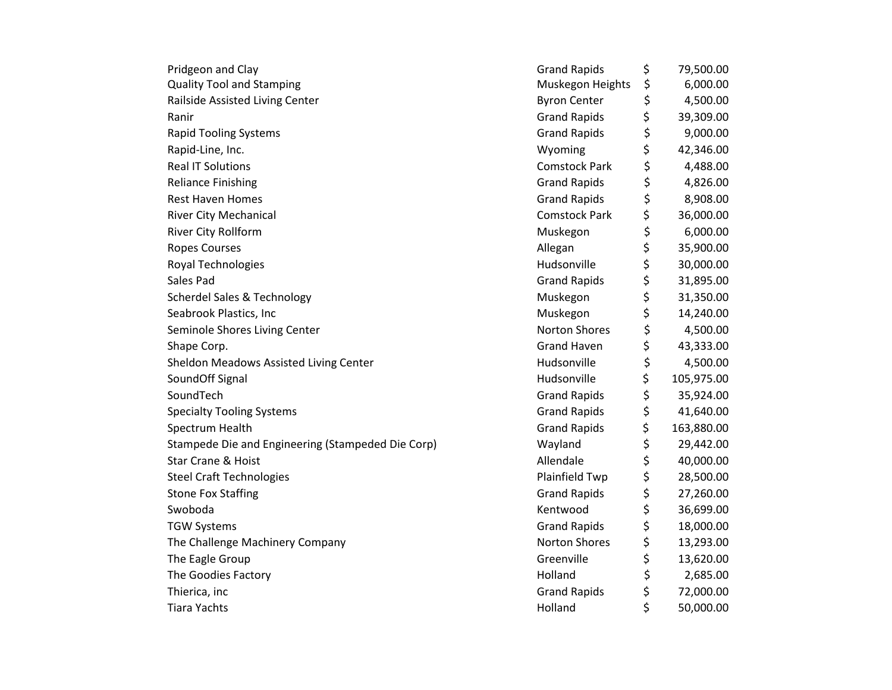| | | | |
|---|---|---|---|
| Pridgeon and Clay | Grand Rapids | $ | 79,500.00 |
| Quality Tool and Stamping | Muskegon Heights | $ | 6,000.00 |
| Railside Assisted Living Center | Byron Center | $ | 4,500.00 |
| Ranir | Grand Rapids | $ | 39,309.00 |
| Rapid Tooling Systems | Grand Rapids | $ | 9,000.00 |
| Rapid-Line, Inc. | Wyoming | $ | 42,346.00 |
| Real IT Solutions | Comstock Park | $ | 4,488.00 |
| Reliance Finishing | Grand Rapids | $ | 4,826.00 |
| Rest Haven Homes | Grand Rapids | $ | 8,908.00 |
| River City Mechanical | Comstock Park | $ | 36,000.00 |
| River City Rollform | Muskegon | $ | 6,000.00 |
| Ropes Courses | Allegan | $ | 35,900.00 |
| Royal Technologies | Hudsonville | $ | 30,000.00 |
| Sales Pad | Grand Rapids | $ | 31,895.00 |
| Scherdel Sales & Technology | Muskegon | $ | 31,350.00 |
| Seabrook Plastics, Inc | Muskegon | $ | 14,240.00 |
| Seminole Shores Living Center | Norton Shores | $ | 4,500.00 |
| Shape Corp. | Grand Haven | $ | 43,333.00 |
| Sheldon Meadows Assisted Living Center | Hudsonville | $ | 4,500.00 |
| SoundOff Signal | Hudsonville | $ | 105,975.00 |
| SoundTech | Grand Rapids | $ | 35,924.00 |
| Specialty Tooling Systems | Grand Rapids | $ | 41,640.00 |
| Spectrum Health | Grand Rapids | $ | 163,880.00 |
| Stampede Die and Engineering (Stampeded Die Corp) | Wayland | $ | 29,442.00 |
| Star Crane & Hoist | Allendale | $ | 40,000.00 |
| Steel Craft Technologies | Plainfield Twp | $ | 28,500.00 |
| Stone Fox Staffing | Grand Rapids | $ | 27,260.00 |
| Swoboda | Kentwood | $ | 36,699.00 |
| TGW Systems | Grand Rapids | $ | 18,000.00 |
| The Challenge Machinery Company | Norton Shores | $ | 13,293.00 |
| The Eagle Group | Greenville | $ | 13,620.00 |
| The Goodies Factory | Holland | $ | 2,685.00 |
| Thierica, inc | Grand Rapids | $ | 72,000.00 |
| Tiara Yachts | Holland | $ | 50,000.00 |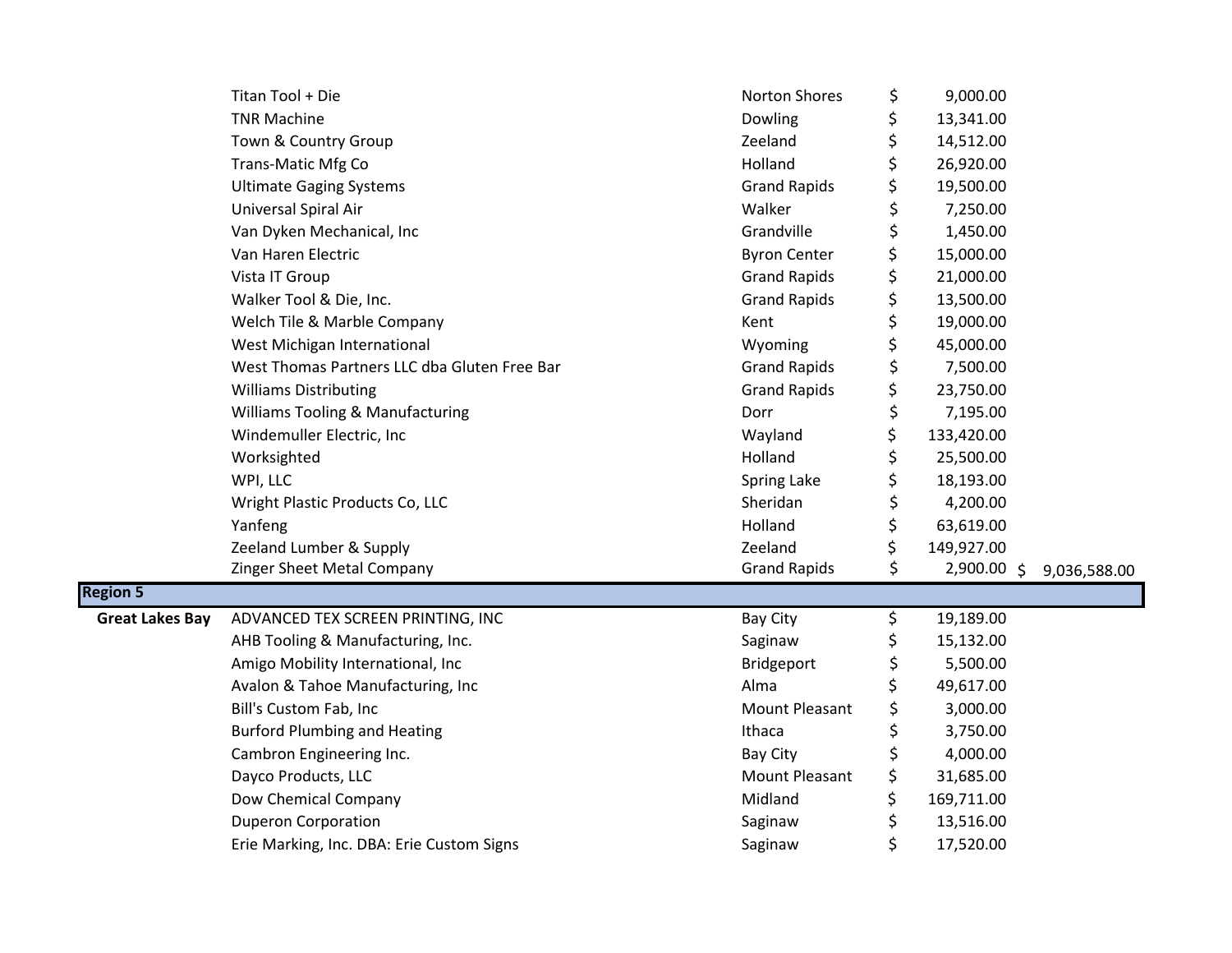| Region | Company | City | Amount | Total |
|---|---|---|---|---|
| | Titan Tool + Die | Norton Shores | $ 9,000.00 | |
| | TNR Machine | Dowling | $ 13,341.00 | |
| | Town & Country Group | Zeeland | $ 14,512.00 | |
| | Trans-Matic Mfg Co | Holland | $ 26,920.00 | |
| | Ultimate Gaging Systems | Grand Rapids | $ 19,500.00 | |
| | Universal Spiral Air | Walker | $ 7,250.00 | |
| | Van Dyken Mechanical, Inc | Grandville | $ 1,450.00 | |
| | Van Haren Electric | Byron Center | $ 15,000.00 | |
| | Vista IT Group | Grand Rapids | $ 21,000.00 | |
| | Walker Tool & Die, Inc. | Grand Rapids | $ 13,500.00 | |
| | Welch Tile & Marble Company | Kent | $ 19,000.00 | |
| | West Michigan International | Wyoming | $ 45,000.00 | |
| | West Thomas Partners LLC dba Gluten Free Bar | Grand Rapids | $ 7,500.00 | |
| | Williams Distributing | Grand Rapids | $ 23,750.00 | |
| | Williams Tooling & Manufacturing | Dorr | $ 7,195.00 | |
| | Windemuller Electric, Inc | Wayland | $ 133,420.00 | |
| | Worksighted | Holland | $ 25,500.00 | |
| | WPI, LLC | Spring Lake | $ 18,193.00 | |
| | Wright Plastic Products Co, LLC | Sheridan | $ 4,200.00 | |
| | Yanfeng | Holland | $ 63,619.00 | |
| | Zeeland Lumber & Supply | Zeeland | $ 149,927.00 | |
| | Zinger Sheet Metal Company | Grand Rapids | $ 2,900.00 | $ 9,036,588.00 |
| **Region 5** | | | | |
| **Great Lakes Bay** | ADVANCED TEX SCREEN PRINTING, INC | Bay City | $ 19,189.00 | |
| | AHB Tooling & Manufacturing, Inc. | Saginaw | $ 15,132.00 | |
| | Amigo Mobility International, Inc | Bridgeport | $ 5,500.00 | |
| | Avalon & Tahoe Manufacturing, Inc | Alma | $ 49,617.00 | |
| | Bill's Custom Fab, Inc | Mount Pleasant | $ 3,000.00 | |
| | Burford Plumbing and Heating | Ithaca | $ 3,750.00 | |
| | Cambron Engineering Inc. | Bay City | $ 4,000.00 | |
| | Dayco Products, LLC | Mount Pleasant | $ 31,685.00 | |
| | Dow Chemical Company | Midland | $ 169,711.00 | |
| | Duperon Corporation | Saginaw | $ 13,516.00 | |
| | Erie Marking, Inc. DBA: Erie Custom Signs | Saginaw | $ 17,520.00 | |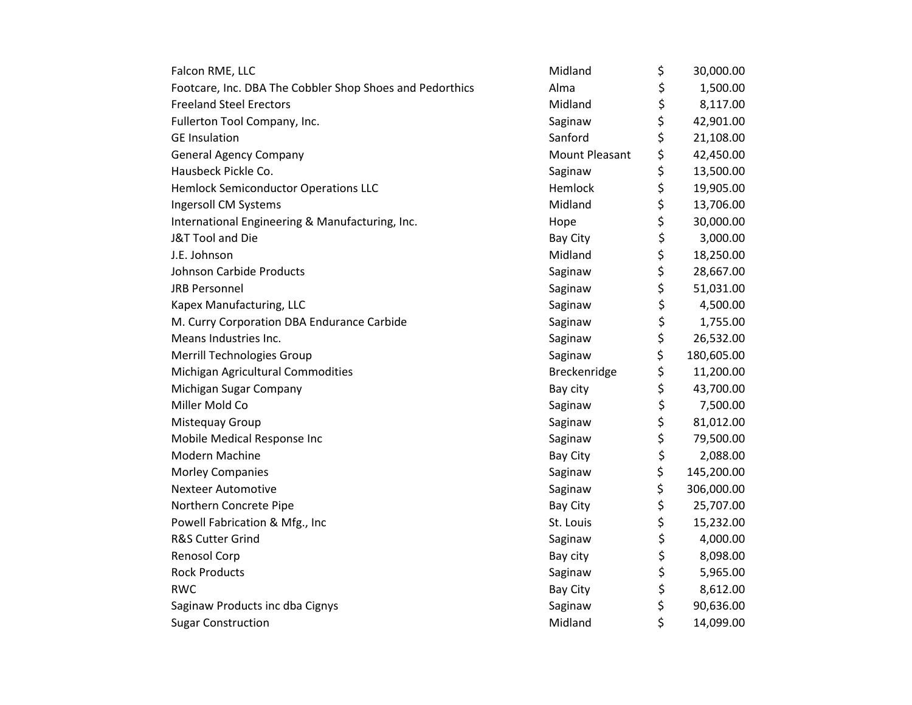| | | | |
|---|---|---|---|
| Falcon RME, LLC | Midland | $ | 30,000.00 |
| Footcare, Inc. DBA The Cobbler Shop Shoes and Pedorthics | Alma | $ | 1,500.00 |
| Freeland Steel Erectors | Midland | $ | 8,117.00 |
| Fullerton Tool Company, Inc. | Saginaw | $ | 42,901.00 |
| GE Insulation | Sanford | $ | 21,108.00 |
| General Agency Company | Mount Pleasant | $ | 42,450.00 |
| Hausbeck Pickle Co. | Saginaw | $ | 13,500.00 |
| Hemlock Semiconductor Operations LLC | Hemlock | $ | 19,905.00 |
| Ingersoll CM Systems | Midland | $ | 13,706.00 |
| International Engineering & Manufacturing, Inc. | Hope | $ | 30,000.00 |
| J&T Tool and Die | Bay City | $ | 3,000.00 |
| J.E. Johnson | Midland | $ | 18,250.00 |
| Johnson Carbide Products | Saginaw | $ | 28,667.00 |
| JRB Personnel | Saginaw | $ | 51,031.00 |
| Kapex Manufacturing, LLC | Saginaw | $ | 4,500.00 |
| M. Curry Corporation DBA Endurance Carbide | Saginaw | $ | 1,755.00 |
| Means Industries Inc. | Saginaw | $ | 26,532.00 |
| Merrill Technologies Group | Saginaw | $ | 180,605.00 |
| Michigan Agricultural Commodities | Breckenridge | $ | 11,200.00 |
| Michigan Sugar Company | Bay city | $ | 43,700.00 |
| Miller Mold Co | Saginaw | $ | 7,500.00 |
| Mistequay Group | Saginaw | $ | 81,012.00 |
| Mobile Medical Response Inc | Saginaw | $ | 79,500.00 |
| Modern Machine | Bay City | $ | 2,088.00 |
| Morley Companies | Saginaw | $ | 145,200.00 |
| Nexteer Automotive | Saginaw | $ | 306,000.00 |
| Northern Concrete Pipe | Bay City | $ | 25,707.00 |
| Powell Fabrication & Mfg., Inc | St. Louis | $ | 15,232.00 |
| R&S Cutter Grind | Saginaw | $ | 4,000.00 |
| Renosol Corp | Bay city | $ | 8,098.00 |
| Rock Products | Saginaw | $ | 5,965.00 |
| RWC | Bay City | $ | 8,612.00 |
| Saginaw Products inc dba Cignys | Saginaw | $ | 90,636.00 |
| Sugar Construction | Midland | $ | 14,099.00 |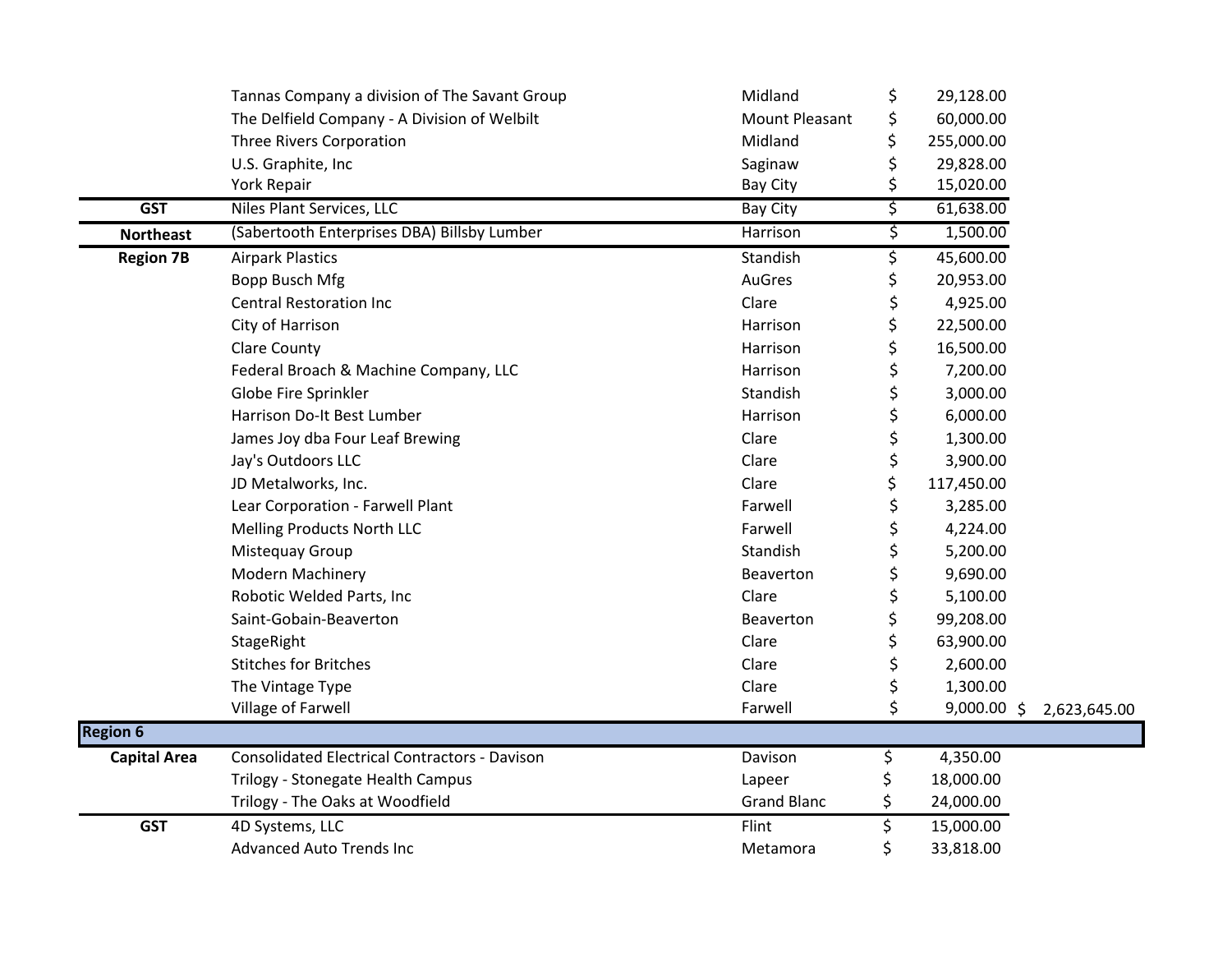| | | | | |
|---|---|---|---|---|
| | Tannas Company a division of The Savant Group | Midland | $ 29,128.00 | |
| | The Delfield Company - A Division of Welbilt | Mount Pleasant | $ 60,000.00 | |
| | Three Rivers Corporation | Midland | $ 255,000.00 | |
| | U.S. Graphite, Inc | Saginaw | $ 29,828.00 | |
| | York Repair | Bay City | $ 15,020.00 | |
| **GST** | Niles Plant Services, LLC | Bay City | $ 61,638.00 | |
| **Northeast** | (Sabertooth Enterprises DBA) Billsby Lumber | Harrison | $ 1,500.00 | |
| **Region 7B** | Airpark Plastics | Standish | $ 45,600.00 | |
| | Bopp Busch Mfg | AuGres | $ 20,953.00 | |
| | Central Restoration Inc | Clare | $ 4,925.00 | |
| | City of Harrison | Harrison | $ 22,500.00 | |
| | Clare County | Harrison | $ 16,500.00 | |
| | Federal Broach & Machine Company, LLC | Harrison | $ 7,200.00 | |
| | Globe Fire Sprinkler | Standish | $ 3,000.00 | |
| | Harrison Do-It Best Lumber | Harrison | $ 6,000.00 | |
| | James Joy dba Four Leaf Brewing | Clare | $ 1,300.00 | |
| | Jay's Outdoors LLC | Clare | $ 3,900.00 | |
| | JD Metalworks, Inc. | Clare | $ 117,450.00 | |
| | Lear Corporation - Farwell Plant | Farwell | $ 3,285.00 | |
| | Melling Products North LLC | Farwell | $ 4,224.00 | |
| | Mistequay Group | Standish | $ 5,200.00 | |
| | Modern Machinery | Beaverton | $ 9,690.00 | |
| | Robotic Welded Parts, Inc | Clare | $ 5,100.00 | |
| | Saint-Gobain-Beaverton | Beaverton | $ 99,208.00 | |
| | StageRight | Clare | $ 63,900.00 | |
| | Stitches for Britches | Clare | $ 2,600.00 | |
| | The Vintage Type | Clare | $ 1,300.00 | |
| | Village of Farwell | Farwell | $ 9,000.00 | $ 2,623,645.00 |
| **Region 6** | | | | |
| **Capital Area** | Consolidated Electrical Contractors - Davison | Davison | $ 4,350.00 | |
| | Trilogy - Stonegate Health Campus | Lapeer | $ 18,000.00 | |
| | Trilogy - The Oaks at Woodfield | Grand Blanc | $ 24,000.00 | |
| **GST** | 4D Systems, LLC | Flint | $ 15,000.00 | |
| | Advanced Auto Trends Inc | Metamora | $ 33,818.00 | |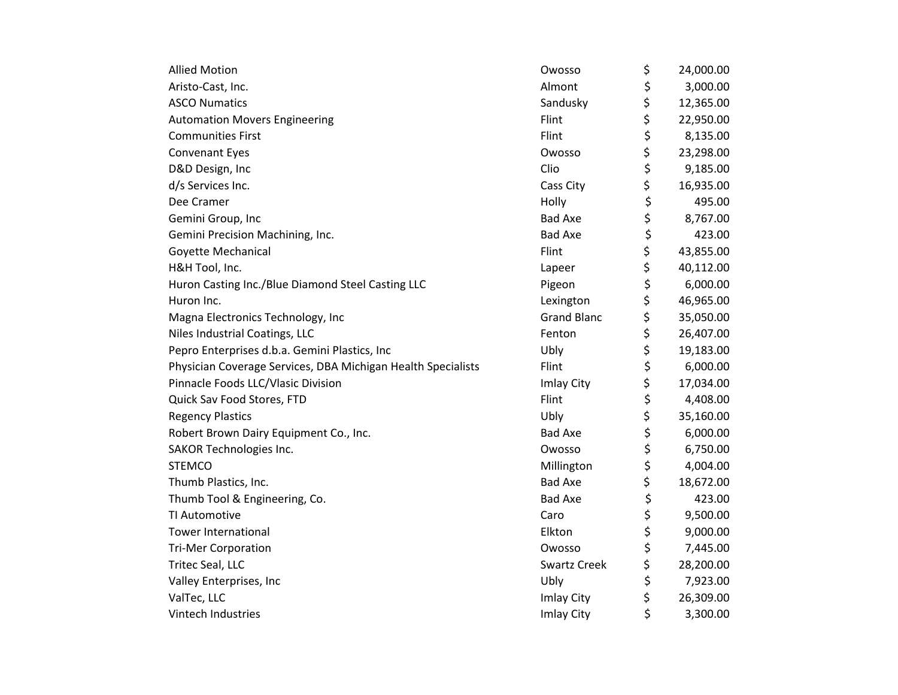| | | |
|---|---|---|
| Allied Motion | Owosso | $ 24,000.00 |
| Aristo-Cast, Inc. | Almont | $ 3,000.00 |
| ASCO Numatics | Sandusky | $ 12,365.00 |
| Automation Movers Engineering | Flint | $ 22,950.00 |
| Communities First | Flint | $ 8,135.00 |
| Convenant Eyes | Owosso | $ 23,298.00 |
| D&D Design, Inc | Clio | $ 9,185.00 |
| d/s Services Inc. | Cass City | $ 16,935.00 |
| Dee Cramer | Holly | $ 495.00 |
| Gemini Group, Inc | Bad Axe | $ 8,767.00 |
| Gemini Precision Machining, Inc. | Bad Axe | $ 423.00 |
| Goyette Mechanical | Flint | $ 43,855.00 |
| H&H Tool, Inc. | Lapeer | $ 40,112.00 |
| Huron Casting Inc./Blue Diamond Steel Casting LLC | Pigeon | $ 6,000.00 |
| Huron Inc. | Lexington | $ 46,965.00 |
| Magna Electronics Technology, Inc | Grand Blanc | $ 35,050.00 |
| Niles Industrial Coatings, LLC | Fenton | $ 26,407.00 |
| Pepro Enterprises d.b.a. Gemini Plastics, Inc | Ubly | $ 19,183.00 |
| Physician Coverage Services, DBA Michigan Health Specialists | Flint | $ 6,000.00 |
| Pinnacle Foods LLC/Vlasic Division | Imlay City | $ 17,034.00 |
| Quick Sav Food Stores, FTD | Flint | $ 4,408.00 |
| Regency Plastics | Ubly | $ 35,160.00 |
| Robert Brown Dairy Equipment Co., Inc. | Bad Axe | $ 6,000.00 |
| SAKOR Technologies Inc. | Owosso | $ 6,750.00 |
| STEMCO | Millington | $ 4,004.00 |
| Thumb Plastics, Inc. | Bad Axe | $ 18,672.00 |
| Thumb Tool & Engineering, Co. | Bad Axe | $ 423.00 |
| TI Automotive | Caro | $ 9,500.00 |
| Tower International | Elkton | $ 9,000.00 |
| Tri-Mer Corporation | Owosso | $ 7,445.00 |
| Tritec Seal, LLC | Swartz Creek | $ 28,200.00 |
| Valley Enterprises, Inc | Ubly | $ 7,923.00 |
| ValTec, LLC | Imlay City | $ 26,309.00 |
| Vintech Industries | Imlay City | $ 3,300.00 |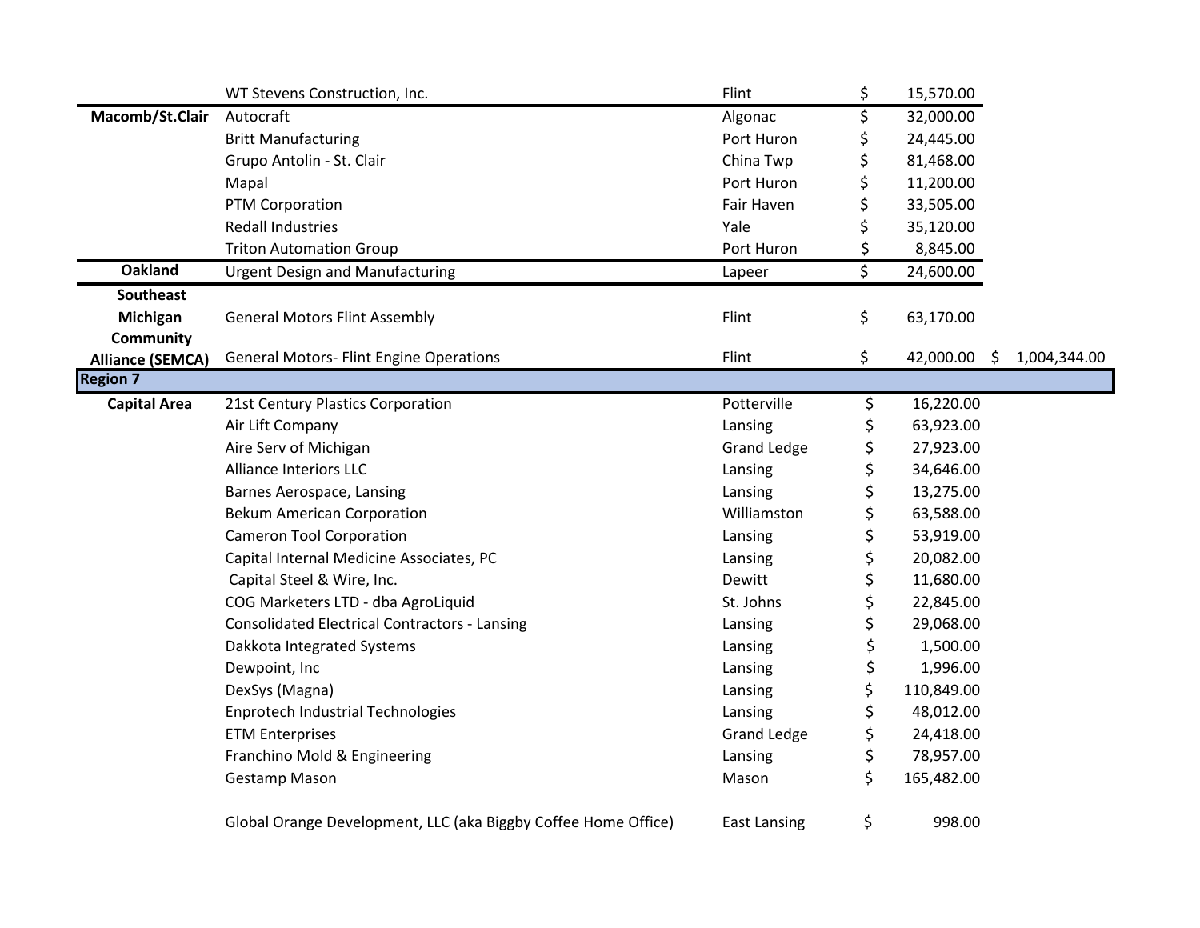| | | | | |
|---|---|---|---|---|
| | WT Stevens Construction, Inc. | Flint | $ 15,570.00 | |
| **Macomb/St.Clair** | Autocraft | Algonac | $ 32,000.00 | |
| | Britt Manufacturing | Port Huron | $ 24,445.00 | |
| | Grupo Antolin - St. Clair | China Twp | $ 81,468.00 | |
| | Mapal | Port Huron | $ 11,200.00 | |
| | PTM Corporation | Fair Haven | $ 33,505.00 | |
| | Redall Industries | Yale | $ 35,120.00 | |
| | Triton Automation Group | Port Huron | $ 8,845.00 | |
| **Oakland** | Urgent Design and Manufacturing | Lapeer | $ 24,600.00 | |
| **Southeast Michigan Community Alliance (SEMCA)** | General Motors Flint Assembly | Flint | $ 63,170.00 | |
| | General Motors- Flint Engine Operations | Flint | $ 42,000.00 | $ 1,004,344.00 |
| **Region 7** | | | | |
| **Capital Area** | 21st Century Plastics Corporation | Potterville | $ 16,220.00 | |
| | Air Lift Company | Lansing | $ 63,923.00 | |
| | Aire Serv of Michigan | Grand Ledge | $ 27,923.00 | |
| | Alliance Interiors LLC | Lansing | $ 34,646.00 | |
| | Barnes Aerospace, Lansing | Lansing | $ 13,275.00 | |
| | Bekum American Corporation | Williamston | $ 63,588.00 | |
| | Cameron Tool Corporation | Lansing | $ 53,919.00 | |
| | Capital Internal Medicine Associates, PC | Lansing | $ 20,082.00 | |
| | Capital Steel & Wire, Inc. | Dewitt | $ 11,680.00 | |
| | COG Marketers LTD - dba AgroLiquid | St. Johns | $ 22,845.00 | |
| | Consolidated Electrical Contractors - Lansing | Lansing | $ 29,068.00 | |
| | Dakkota Integrated Systems | Lansing | $ 1,500.00 | |
| | Dewpoint, Inc | Lansing | $ 1,996.00 | |
| | DexSys (Magna) | Lansing | $ 110,849.00 | |
| | Enprotech Industrial Technologies | Lansing | $ 48,012.00 | |
| | ETM Enterprises | Grand Ledge | $ 24,418.00 | |
| | Franchino Mold & Engineering | Lansing | $ 78,957.00 | |
| | Gestamp Mason | Mason | $ 165,482.00 | |
| | Global Orange Development, LLC (aka Biggby Coffee Home Office) | East Lansing | $ 998.00 | |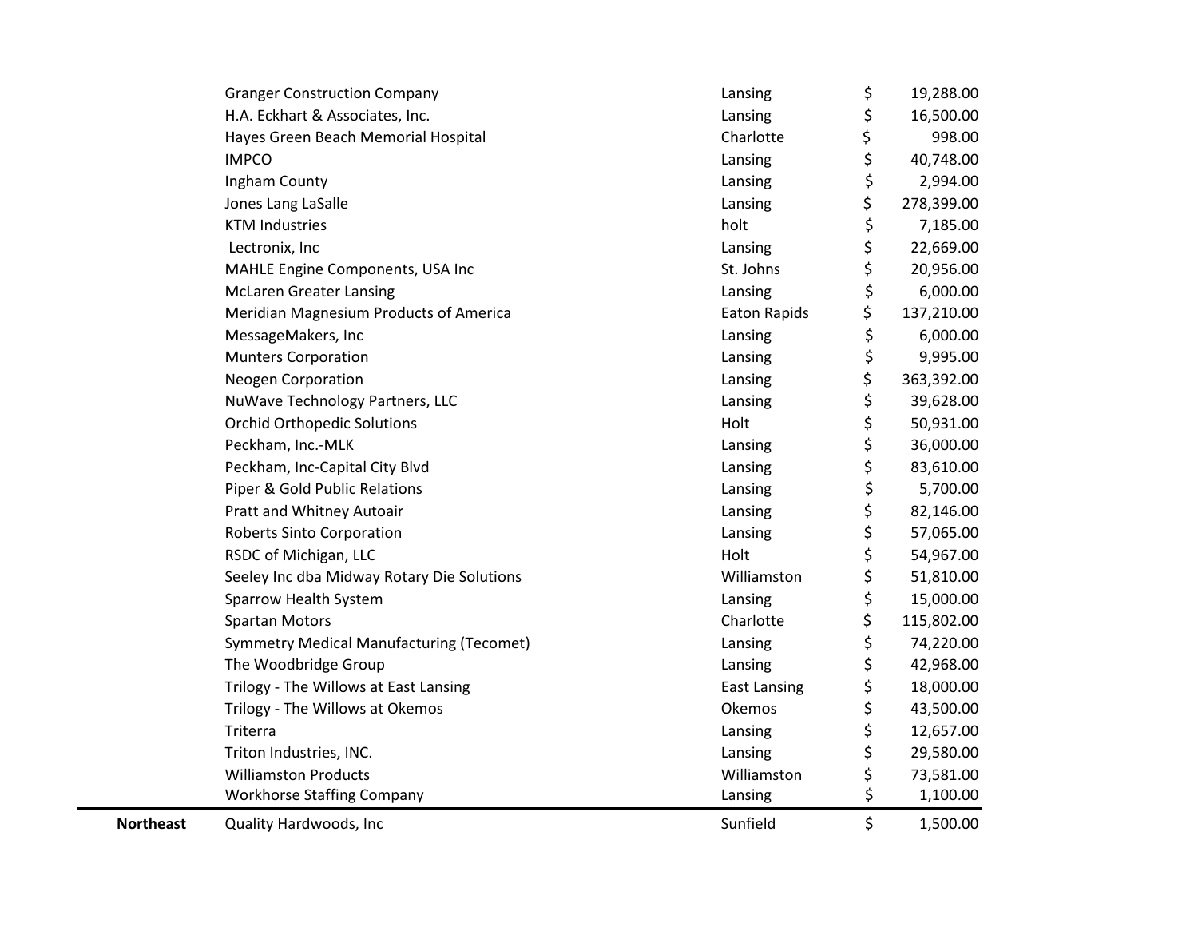| | | | |
|---|---|---|---|
| | Granger Construction Company | Lansing | $ 19,288.00 |
| | H.A. Eckhart & Associates, Inc. | Lansing | $ 16,500.00 |
| | Hayes Green Beach Memorial Hospital | Charlotte | $ 998.00 |
| | IMPCO | Lansing | $ 40,748.00 |
| | Ingham County | Lansing | $ 2,994.00 |
| | Jones Lang LaSalle | Lansing | $ 278,399.00 |
| | KTM Industries | holt | $ 7,185.00 |
| | Lectronix, Inc | Lansing | $ 22,669.00 |
| | MAHLE Engine Components, USA Inc | St. Johns | $ 20,956.00 |
| | McLaren Greater Lansing | Lansing | $ 6,000.00 |
| | Meridian Magnesium Products of America | Eaton Rapids | $ 137,210.00 |
| | MessageMakers, Inc | Lansing | $ 6,000.00 |
| | Munters Corporation | Lansing | $ 9,995.00 |
| | Neogen Corporation | Lansing | $ 363,392.00 |
| | NuWave Technology Partners, LLC | Lansing | $ 39,628.00 |
| | Orchid Orthopedic Solutions | Holt | $ 50,931.00 |
| | Peckham, Inc.-MLK | Lansing | $ 36,000.00 |
| | Peckham, Inc-Capital City Blvd | Lansing | $ 83,610.00 |
| | Piper & Gold Public Relations | Lansing | $ 5,700.00 |
| | Pratt and Whitney Autoair | Lansing | $ 82,146.00 |
| | Roberts Sinto Corporation | Lansing | $ 57,065.00 |
| | RSDC of Michigan, LLC | Holt | $ 54,967.00 |
| | Seeley Inc dba Midway Rotary Die Solutions | Williamston | $ 51,810.00 |
| | Sparrow Health System | Lansing | $ 15,000.00 |
| | Spartan Motors | Charlotte | $ 115,802.00 |
| | Symmetry Medical Manufacturing (Tecomet) | Lansing | $ 74,220.00 |
| | The Woodbridge Group | Lansing | $ 42,968.00 |
| | Trilogy - The Willows at East Lansing | East Lansing | $ 18,000.00 |
| | Trilogy - The Willows at Okemos | Okemos | $ 43,500.00 |
| | Triterra | Lansing | $ 12,657.00 |
| | Triton Industries, INC. | Lansing | $ 29,580.00 |
| | Williamston Products | Williamston | $ 73,581.00 |
| | Workhorse Staffing Company | Lansing | $ 1,100.00 |
| **Northeast** | Quality Hardwoods, Inc | Sunfield | $ 1,500.00 |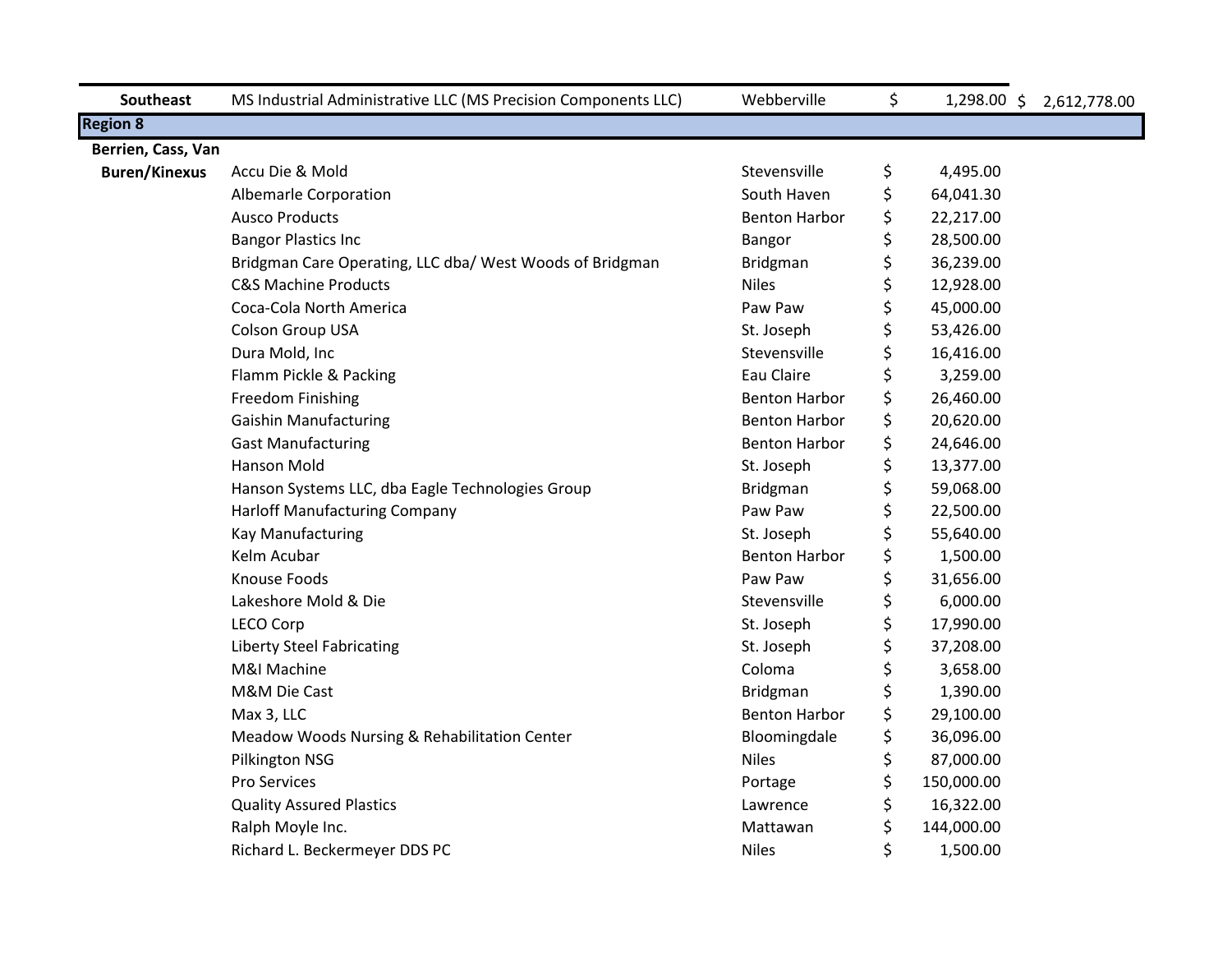| | | | | |
|---|---|---|---|---|
| **Southeast** | MS Industrial Administrative LLC (MS Precision Components LLC) | Webberville | $ 1,298.00 | $ 2,612,778.00 |
| **Region 8** | | | | |
| **Berrien, Cass, Van Buren/Kinexus** | Accu Die & Mold | Stevensville | $ 4,495.00 | |
| | Albemarle Corporation | South Haven | $ 64,041.30 | |
| | Ausco Products | Benton Harbor | $ 22,217.00 | |
| | Bangor Plastics Inc | Bangor | $ 28,500.00 | |
| | Bridgman Care Operating, LLC dba/ West Woods of Bridgman | Bridgman | $ 36,239.00 | |
| | C&S Machine Products | Niles | $ 12,928.00 | |
| | Coca-Cola North America | Paw Paw | $ 45,000.00 | |
| | Colson Group USA | St. Joseph | $ 53,426.00 | |
| | Dura Mold, Inc | Stevensville | $ 16,416.00 | |
| | Flamm Pickle & Packing | Eau Claire | $ 3,259.00 | |
| | Freedom Finishing | Benton Harbor | $ 26,460.00 | |
| | Gaishin Manufacturing | Benton Harbor | $ 20,620.00 | |
| | Gast Manufacturing | Benton Harbor | $ 24,646.00 | |
| | Hanson Mold | St. Joseph | $ 13,377.00 | |
| | Hanson Systems LLC, dba Eagle Technologies Group | Bridgman | $ 59,068.00 | |
| | Harloff Manufacturing Company | Paw Paw | $ 22,500.00 | |
| | Kay Manufacturing | St. Joseph | $ 55,640.00 | |
| | Kelm Acubar | Benton Harbor | $ 1,500.00 | |
| | Knouse Foods | Paw Paw | $ 31,656.00 | |
| | Lakeshore Mold & Die | Stevensville | $ 6,000.00 | |
| | LECO Corp | St. Joseph | $ 17,990.00 | |
| | Liberty Steel Fabricating | St. Joseph | $ 37,208.00 | |
| | M&I Machine | Coloma | $ 3,658.00 | |
| | M&M Die Cast | Bridgman | $ 1,390.00 | |
| | Max 3, LLC | Benton Harbor | $ 29,100.00 | |
| | Meadow Woods Nursing & Rehabilitation Center | Bloomingdale | $ 36,096.00 | |
| | Pilkington NSG | Niles | $ 87,000.00 | |
| | Pro Services | Portage | $ 150,000.00 | |
| | Quality Assured Plastics | Lawrence | $ 16,322.00 | |
| | Ralph Moyle Inc. | Mattawan | $ 144,000.00 | |
| | Richard L. Beckermeyer DDS PC | Niles | $ 1,500.00 | |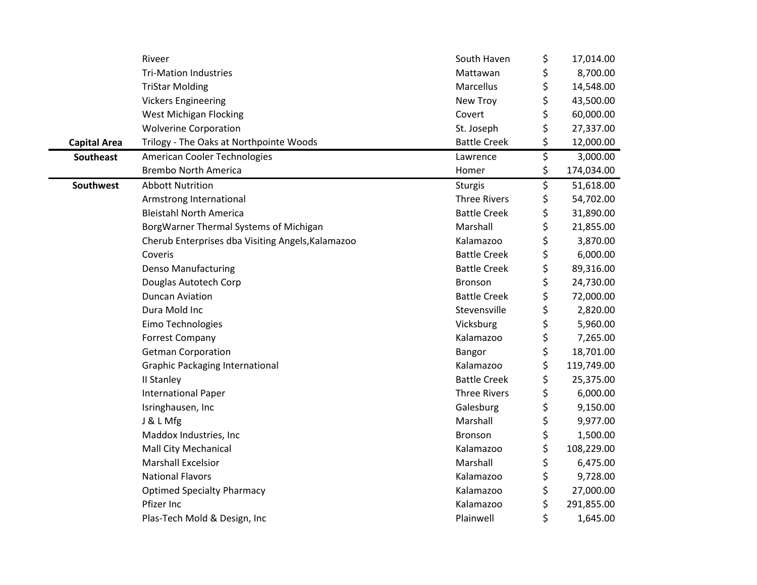| Region | Company | City | Amount |
|---|---|---|---|
| | Riveer | South Haven | $ 17,014.00 |
| | Tri-Mation Industries | Mattawan | $ 8,700.00 |
| | TriStar Molding | Marcellus | $ 14,548.00 |
| | Vickers Engineering | New Troy | $ 43,500.00 |
| | West Michigan Flocking | Covert | $ 60,000.00 |
| | Wolverine Corporation | St. Joseph | $ 27,337.00 |
| **Capital Area** | Trilogy - The Oaks at Northpointe Woods | Battle Creek | $ 12,000.00 |
| **Southeast** | American Cooler Technologies | Lawrence | $ 3,000.00 |
| | Brembo North America | Homer | $ 174,034.00 |
| **Southwest** | Abbott Nutrition | Sturgis | $ 51,618.00 |
| | Armstrong International | Three Rivers | $ 54,702.00 |
| | Bleistahl North America | Battle Creek | $ 31,890.00 |
| | BorgWarner Thermal Systems of Michigan | Marshall | $ 21,855.00 |
| | Cherub Enterprises dba Visiting Angels,Kalamazoo | Kalamazoo | $ 3,870.00 |
| | Coveris | Battle Creek | $ 6,000.00 |
| | Denso Manufacturing | Battle Creek | $ 89,316.00 |
| | Douglas Autotech Corp | Bronson | $ 24,730.00 |
| | Duncan Aviation | Battle Creek | $ 72,000.00 |
| | Dura Mold Inc | Stevensville | $ 2,820.00 |
| | Eimo Technologies | Vicksburg | $ 5,960.00 |
| | Forrest Company | Kalamazoo | $ 7,265.00 |
| | Getman Corporation | Bangor | $ 18,701.00 |
| | Graphic Packaging International | Kalamazoo | $ 119,749.00 |
| | II Stanley | Battle Creek | $ 25,375.00 |
| | International Paper | Three Rivers | $ 6,000.00 |
| | Isringhausen, Inc | Galesburg | $ 9,150.00 |
| | J & L Mfg | Marshall | $ 9,977.00 |
| | Maddox Industries, Inc | Bronson | $ 1,500.00 |
| | Mall City Mechanical | Kalamazoo | $ 108,229.00 |
| | Marshall Excelsior | Marshall | $ 6,475.00 |
| | National Flavors | Kalamazoo | $ 9,728.00 |
| | Optimed Specialty Pharmacy | Kalamazoo | $ 27,000.00 |
| | Pfizer Inc | Kalamazoo | $ 291,855.00 |
| | Plas-Tech Mold & Design, Inc | Plainwell | $ 1,645.00 |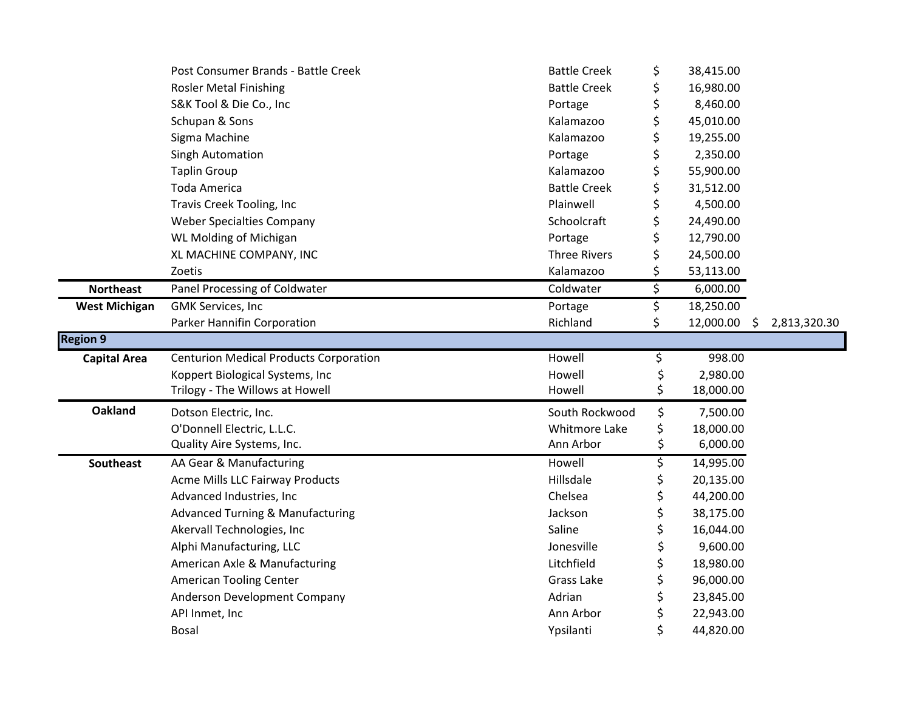| | | | | |
|---|---|---|---|---|
| | Post Consumer Brands - Battle Creek | Battle Creek | $ 38,415.00 | |
| | Rosler Metal Finishing | Battle Creek | $ 16,980.00 | |
| | S&K Tool & Die Co., Inc | Portage | $ 8,460.00 | |
| | Schupan & Sons | Kalamazoo | $ 45,010.00 | |
| | Sigma Machine | Kalamazoo | $ 19,255.00 | |
| | Singh Automation | Portage | $ 2,350.00 | |
| | Taplin Group | Kalamazoo | $ 55,900.00 | |
| | Toda America | Battle Creek | $ 31,512.00 | |
| | Travis Creek Tooling, Inc | Plainwell | $ 4,500.00 | |
| | Weber Specialties Company | Schoolcraft | $ 24,490.00 | |
| | WL Molding of Michigan | Portage | $ 12,790.00 | |
| | XL MACHINE COMPANY, INC | Three Rivers | $ 24,500.00 | |
| | Zoetis | Kalamazoo | $ 53,113.00 | |
| **Northeast** | Panel Processing of Coldwater | Coldwater | $ 6,000.00 | |
| **West Michigan** | GMK Services, Inc | Portage | $ 18,250.00 | |
| | Parker Hannifin Corporation | Richland | $ 12,000.00 | $ 2,813,320.30 |
| **Region 9** | | | | |
| **Capital Area** | Centurion Medical Products Corporation | Howell | $ 998.00 | |
| | Koppert Biological Systems, Inc | Howell | $ 2,980.00 | |
| | Trilogy - The Willows at Howell | Howell | $ 18,000.00 | |
| **Oakland** | Dotson Electric, Inc. | South Rockwood | $ 7,500.00 | |
| | O'Donnell Electric, L.L.C. | Whitmore Lake | $ 18,000.00 | |
| | Quality Aire Systems, Inc. | Ann Arbor | $ 6,000.00 | |
| **Southeast** | AA Gear & Manufacturing | Howell | $ 14,995.00 | |
| | Acme Mills LLC Fairway Products | Hillsdale | $ 20,135.00 | |
| | Advanced Industries, Inc | Chelsea | $ 44,200.00 | |
| | Advanced Turning & Manufacturing | Jackson | $ 38,175.00 | |
| | Akervall Technologies, Inc | Saline | $ 16,044.00 | |
| | Alphi Manufacturing, LLC | Jonesville | $ 9,600.00 | |
| | American Axle & Manufacturing | Litchfield | $ 18,980.00 | |
| | American Tooling Center | Grass Lake | $ 96,000.00 | |
| | Anderson Development Company | Adrian | $ 23,845.00 | |
| | API Inmet, Inc | Ann Arbor | $ 22,943.00 | |
| | Bosal | Ypsilanti | $ 44,820.00 | |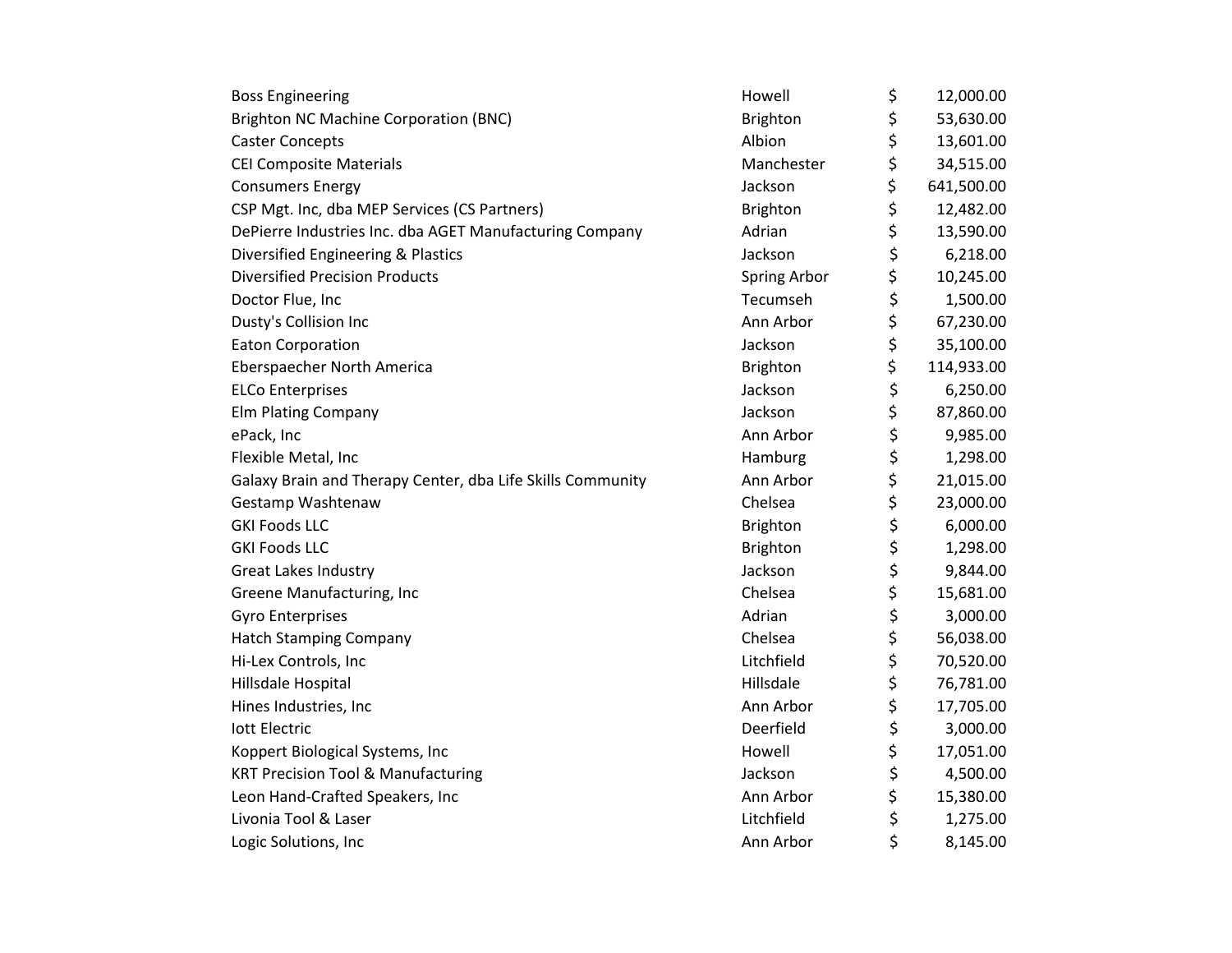| | | |
|---|---|---|
| Boss Engineering | Howell | $ 12,000.00 |
| Brighton NC Machine Corporation (BNC) | Brighton | $ 53,630.00 |
| Caster Concepts | Albion | $ 13,601.00 |
| CEI Composite Materials | Manchester | $ 34,515.00 |
| Consumers Energy | Jackson | $ 641,500.00 |
| CSP Mgt. Inc, dba MEP Services (CS Partners) | Brighton | $ 12,482.00 |
| DePierre Industries Inc. dba AGET Manufacturing Company | Adrian | $ 13,590.00 |
| Diversified Engineering & Plastics | Jackson | $ 6,218.00 |
| Diversified Precision Products | Spring Arbor | $ 10,245.00 |
| Doctor Flue, Inc | Tecumseh | $ 1,500.00 |
| Dusty's Collision Inc | Ann Arbor | $ 67,230.00 |
| Eaton Corporation | Jackson | $ 35,100.00 |
| Eberspaecher North America | Brighton | $ 114,933.00 |
| ELCo Enterprises | Jackson | $ 6,250.00 |
| Elm Plating Company | Jackson | $ 87,860.00 |
| ePack, Inc | Ann Arbor | $ 9,985.00 |
| Flexible Metal, Inc | Hamburg | $ 1,298.00 |
| Galaxy Brain and Therapy Center, dba Life Skills Community | Ann Arbor | $ 21,015.00 |
| Gestamp Washtenaw | Chelsea | $ 23,000.00 |
| GKI Foods LLC | Brighton | $ 6,000.00 |
| GKI Foods LLC | Brighton | $ 1,298.00 |
| Great Lakes Industry | Jackson | $ 9,844.00 |
| Greene Manufacturing, Inc | Chelsea | $ 15,681.00 |
| Gyro Enterprises | Adrian | $ 3,000.00 |
| Hatch Stamping Company | Chelsea | $ 56,038.00 |
| Hi-Lex Controls, Inc | Litchfield | $ 70,520.00 |
| Hillsdale Hospital | Hillsdale | $ 76,781.00 |
| Hines Industries, Inc | Ann Arbor | $ 17,705.00 |
| Iott Electric | Deerfield | $ 3,000.00 |
| Koppert Biological Systems, Inc | Howell | $ 17,051.00 |
| KRT Precision Tool & Manufacturing | Jackson | $ 4,500.00 |
| Leon Hand-Crafted Speakers, Inc | Ann Arbor | $ 15,380.00 |
| Livonia Tool & Laser | Litchfield | $ 1,275.00 |
| Logic Solutions, Inc | Ann Arbor | $ 8,145.00 |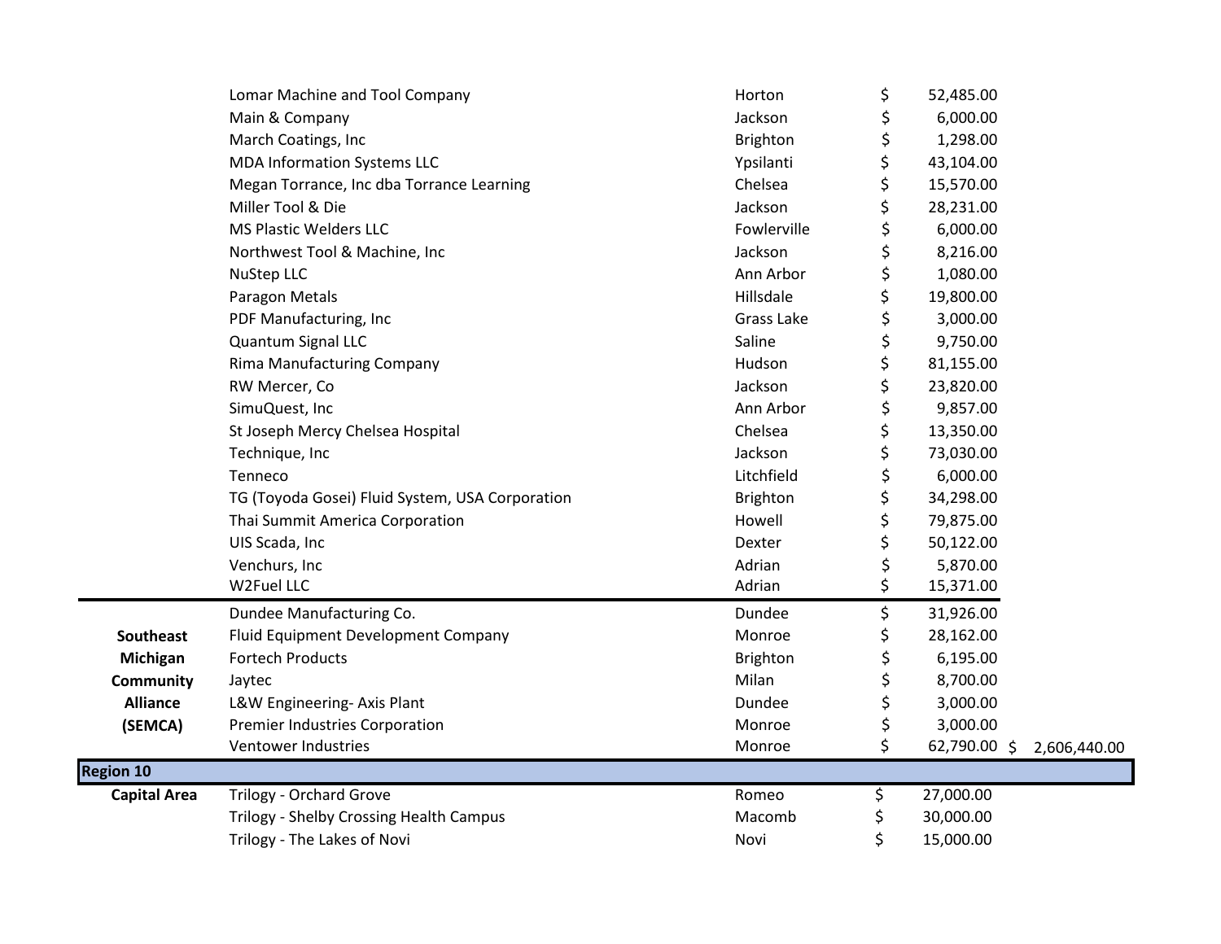| | Company | City | Amount | Total |
|---|---|---|---|---|
| | Lomar Machine and Tool Company | Horton | $ 52,485.00 | |
| | Main & Company | Jackson | $ 6,000.00 | |
| | March Coatings, Inc | Brighton | $ 1,298.00 | |
| | MDA Information Systems LLC | Ypsilanti | $ 43,104.00 | |
| | Megan Torrance, Inc dba Torrance Learning | Chelsea | $ 15,570.00 | |
| | Miller Tool & Die | Jackson | $ 28,231.00 | |
| | MS Plastic Welders LLC | Fowlerville | $ 6,000.00 | |
| | Northwest Tool & Machine, Inc | Jackson | $ 8,216.00 | |
| | NuStep LLC | Ann Arbor | $ 1,080.00 | |
| | Paragon Metals | Hillsdale | $ 19,800.00 | |
| | PDF Manufacturing, Inc | Grass Lake | $ 3,000.00 | |
| | Quantum Signal LLC | Saline | $ 9,750.00 | |
| | Rima Manufacturing Company | Hudson | $ 81,155.00 | |
| | RW Mercer, Co | Jackson | $ 23,820.00 | |
| | SimuQuest, Inc | Ann Arbor | $ 9,857.00 | |
| | St Joseph Mercy Chelsea Hospital | Chelsea | $ 13,350.00 | |
| | Technique, Inc | Jackson | $ 73,030.00 | |
| | Tenneco | Litchfield | $ 6,000.00 | |
| | TG (Toyoda Gosei) Fluid System, USA Corporation | Brighton | $ 34,298.00 | |
| | Thai Summit America Corporation | Howell | $ 79,875.00 | |
| | UIS Scada, Inc | Dexter | $ 50,122.00 | |
| | Venchurs, Inc | Adrian | $ 5,870.00 | |
| | W2Fuel LLC | Adrian | $ 15,371.00 | |
| **Southeast Michigan Community Alliance (SEMCA)** | Dundee Manufacturing Co. | Dundee | $ 31,926.00 | |
| | Fluid Equipment Development Company | Monroe | $ 28,162.00 | |
| | Fortech Products | Brighton | $ 6,195.00 | |
| | Jaytec | Milan | $ 8,700.00 | |
| | L&W Engineering- Axis Plant | Dundee | $ 3,000.00 | |
| | Premier Industries Corporation | Monroe | $ 3,000.00 | |
| | Ventower Industries | Monroe | $ 62,790.00 | $ 2,606,440.00 |
| **Region 10** | | | | |
| **Capital Area** | Trilogy - Orchard Grove | Romeo | $ 27,000.00 | |
| | Trilogy - Shelby Crossing Health Campus | Macomb | $ 30,000.00 | |
| | Trilogy - The Lakes of Novi | Novi | $ 15,000.00 | |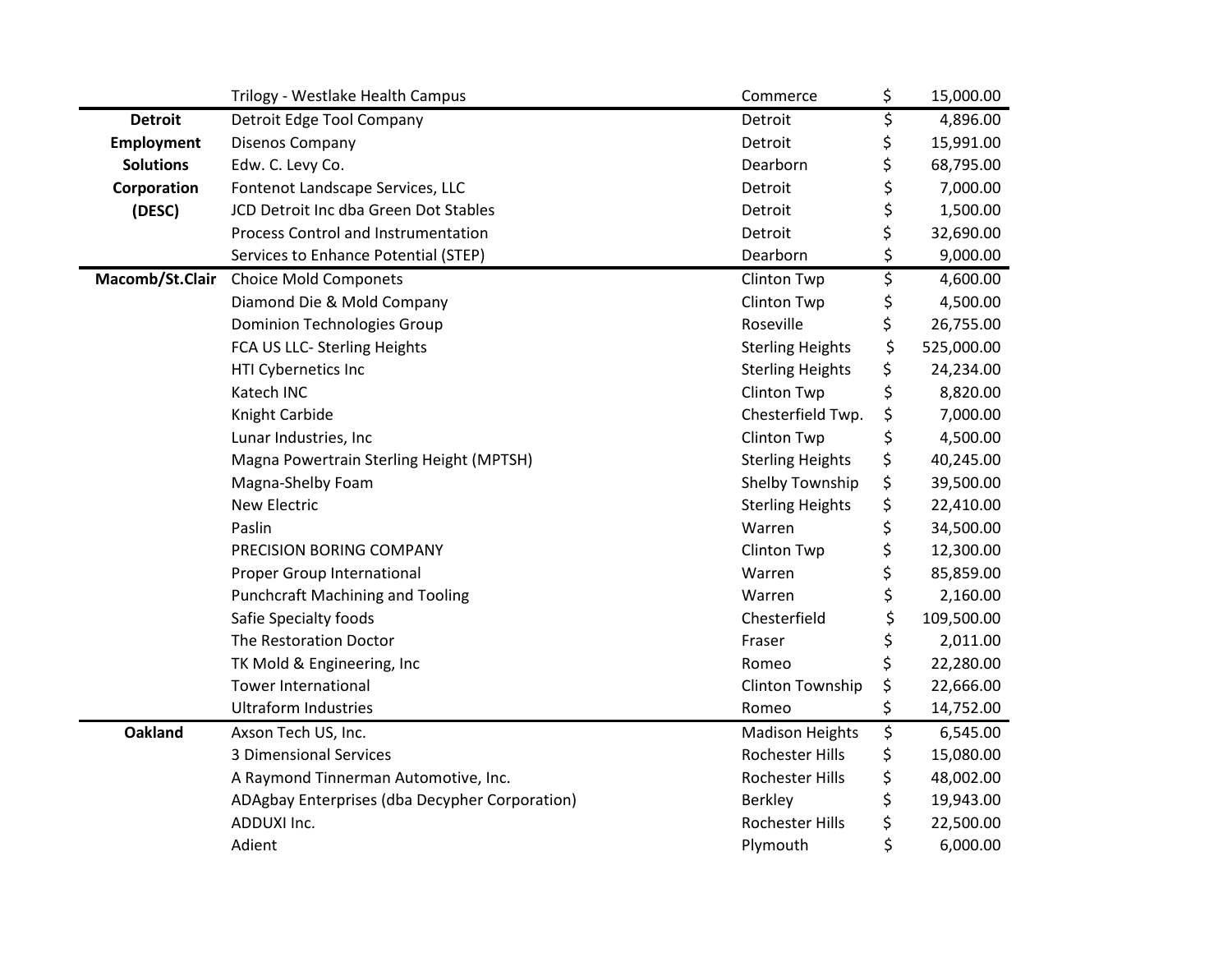| | | | |
|---|---|---|---|
| | Trilogy - Westlake Health Campus | Commerce | $ 15,000.00 |
| **Detroit Employment Solutions Corporation (DESC)** | Detroit Edge Tool Company | Detroit | $ 4,896.00 |
| | Disenos Company | Detroit | $ 15,991.00 |
| | Edw. C. Levy Co. | Dearborn | $ 68,795.00 |
| | Fontenot Landscape Services, LLC | Detroit | $ 7,000.00 |
| | JCD Detroit Inc dba Green Dot Stables | Detroit | $ 1,500.00 |
| | Process Control and Instrumentation | Detroit | $ 32,690.00 |
| | Services to Enhance Potential (STEP) | Dearborn | $ 9,000.00 |
| **Macomb/St.Clair** | Choice Mold Componets | Clinton Twp | $ 4,600.00 |
| | Diamond Die & Mold Company | Clinton Twp | $ 4,500.00 |
| | Dominion Technologies Group | Roseville | $ 26,755.00 |
| | FCA US LLC- Sterling Heights | Sterling Heights | $ 525,000.00 |
| | HTI Cybernetics Inc | Sterling Heights | $ 24,234.00 |
| | Katech INC | Clinton Twp | $ 8,820.00 |
| | Knight Carbide | Chesterfield Twp. | $ 7,000.00 |
| | Lunar Industries, Inc | Clinton Twp | $ 4,500.00 |
| | Magna Powertrain Sterling Height (MPTSH) | Sterling Heights | $ 40,245.00 |
| | Magna-Shelby Foam | Shelby Township | $ 39,500.00 |
| | New Electric | Sterling Heights | $ 22,410.00 |
| | Paslin | Warren | $ 34,500.00 |
| | PRECISION BORING COMPANY | Clinton Twp | $ 12,300.00 |
| | Proper Group International | Warren | $ 85,859.00 |
| | Punchcraft Machining and Tooling | Warren | $ 2,160.00 |
| | Safie Specialty foods | Chesterfield | $ 109,500.00 |
| | The Restoration Doctor | Fraser | $ 2,011.00 |
| | TK Mold & Engineering, Inc | Romeo | $ 22,280.00 |
| | Tower International | Clinton Township | $ 22,666.00 |
| | Ultraform Industries | Romeo | $ 14,752.00 |
| **Oakland** | Axson Tech US, Inc. | Madison Heights | $ 6,545.00 |
| | 3 Dimensional Services | Rochester Hills | $ 15,080.00 |
| | A Raymond Tinnerman Automotive, Inc. | Rochester Hills | $ 48,002.00 |
| | ADAgbay Enterprises (dba Decypher Corporation) | Berkley | $ 19,943.00 |
| | ADDUXI Inc. | Rochester Hills | $ 22,500.00 |
| | Adient | Plymouth | $ 6,000.00 |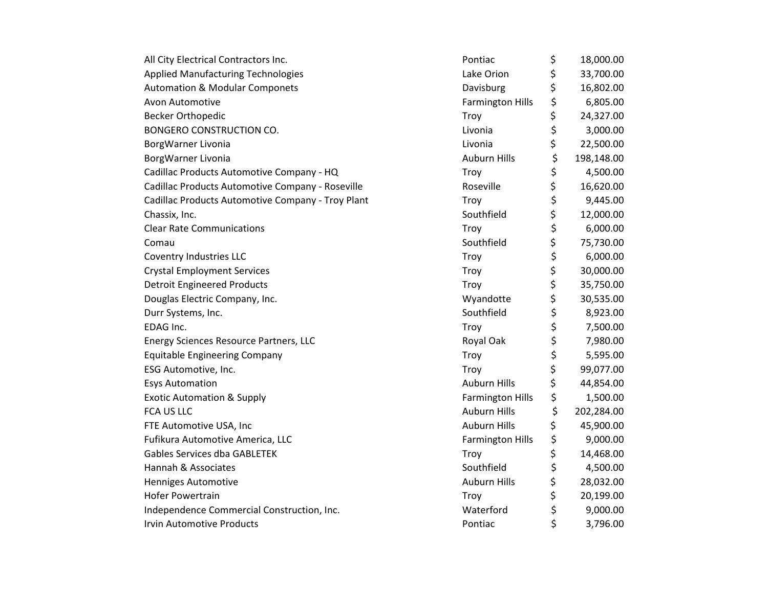| | | |
|---|---|---|
| All City Electrical Contractors Inc. | Pontiac | $ 18,000.00 |
| Applied Manufacturing Technologies | Lake Orion | $ 33,700.00 |
| Automation & Modular Componets | Davisburg | $ 16,802.00 |
| Avon Automotive | Farmington Hills | $ 6,805.00 |
| Becker Orthopedic | Troy | $ 24,327.00 |
| BONGERO CONSTRUCTION CO. | Livonia | $ 3,000.00 |
| BorgWarner Livonia | Livonia | $ 22,500.00 |
| BorgWarner Livonia | Auburn Hills | $ 198,148.00 |
| Cadillac Products Automotive Company - HQ | Troy | $ 4,500.00 |
| Cadillac Products Automotive Company - Roseville | Roseville | $ 16,620.00 |
| Cadillac Products Automotive Company - Troy Plant | Troy | $ 9,445.00 |
| Chassix, Inc. | Southfield | $ 12,000.00 |
| Clear Rate Communications | Troy | $ 6,000.00 |
| Comau | Southfield | $ 75,730.00 |
| Coventry Industries LLC | Troy | $ 6,000.00 |
| Crystal Employment Services | Troy | $ 30,000.00 |
| Detroit Engineered Products | Troy | $ 35,750.00 |
| Douglas Electric Company, Inc. | Wyandotte | $ 30,535.00 |
| Durr Systems, Inc. | Southfield | $ 8,923.00 |
| EDAG Inc. | Troy | $ 7,500.00 |
| Energy Sciences Resource Partners, LLC | Royal Oak | $ 7,980.00 |
| Equitable Engineering Company | Troy | $ 5,595.00 |
| ESG Automotive, Inc. | Troy | $ 99,077.00 |
| Esys Automation | Auburn Hills | $ 44,854.00 |
| Exotic Automation & Supply | Farmington Hills | $ 1,500.00 |
| FCA US LLC | Auburn Hills | $ 202,284.00 |
| FTE Automotive USA, Inc | Auburn Hills | $ 45,900.00 |
| Fufikura Automotive America, LLC | Farmington Hills | $ 9,000.00 |
| Gables Services dba GABLETEK | Troy | $ 14,468.00 |
| Hannah & Associates | Southfield | $ 4,500.00 |
| Henniges Automotive | Auburn Hills | $ 28,032.00 |
| Hofer Powertrain | Troy | $ 20,199.00 |
| Independence Commercial Construction, Inc. | Waterford | $ 9,000.00 |
| Irvin Automotive Products | Pontiac | $ 3,796.00 |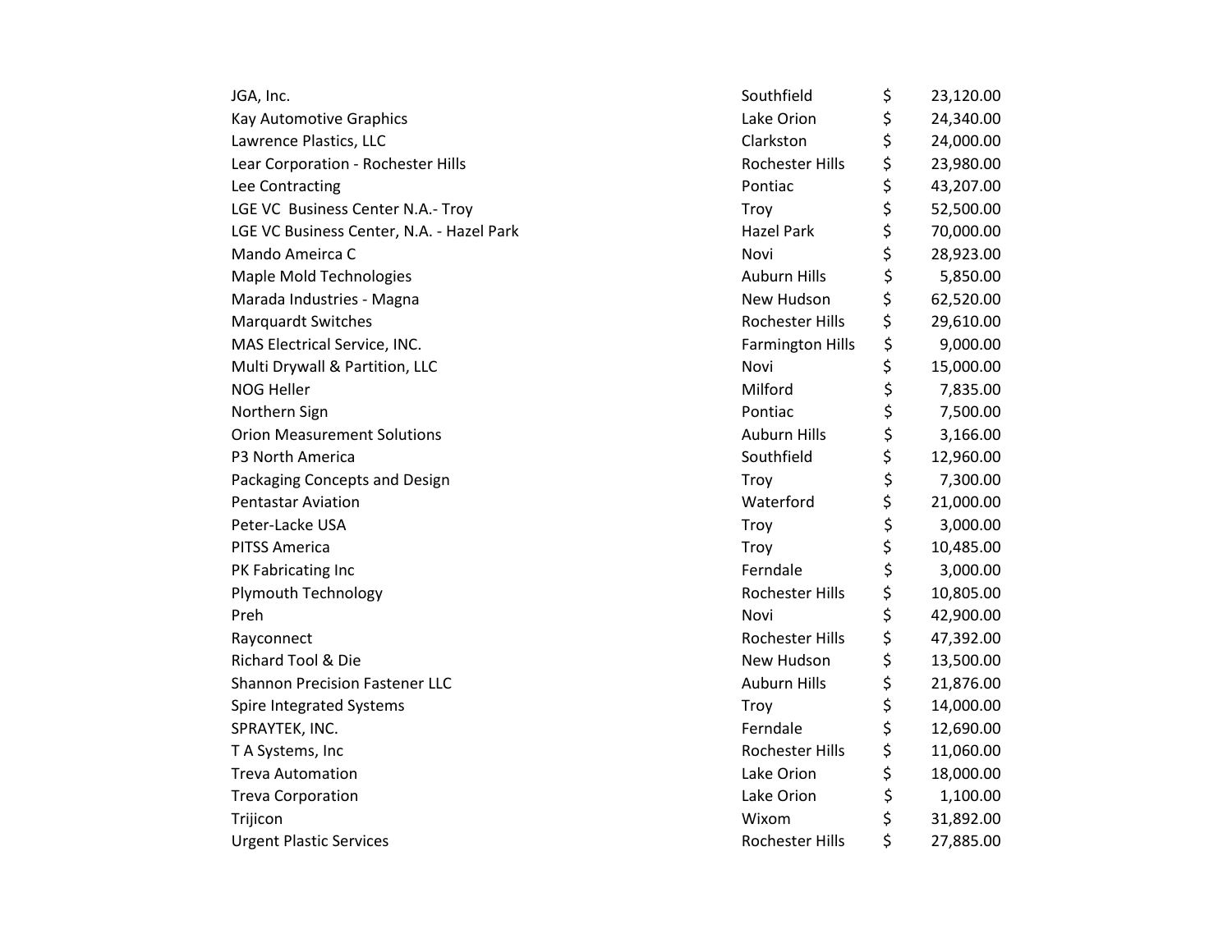| | | | |
|---|---|---|---|
| JGA, Inc. | Southfield | $ | 23,120.00 |
| Kay Automotive Graphics | Lake Orion | $ | 24,340.00 |
| Lawrence Plastics, LLC | Clarkston | $ | 24,000.00 |
| Lear Corporation - Rochester Hills | Rochester Hills | $ | 23,980.00 |
| Lee Contracting | Pontiac | $ | 43,207.00 |
| LGE VC  Business Center N.A.- Troy | Troy | $ | 52,500.00 |
| LGE VC Business Center, N.A. - Hazel Park | Hazel Park | $ | 70,000.00 |
| Mando Ameirca C | Novi | $ | 28,923.00 |
| Maple Mold Technologies | Auburn Hills | $ | 5,850.00 |
| Marada Industries - Magna | New Hudson | $ | 62,520.00 |
| Marquardt Switches | Rochester Hills | $ | 29,610.00 |
| MAS Electrical Service, INC. | Farmington Hills | $ | 9,000.00 |
| Multi Drywall & Partition, LLC | Novi | $ | 15,000.00 |
| NOG Heller | Milford | $ | 7,835.00 |
| Northern Sign | Pontiac | $ | 7,500.00 |
| Orion Measurement Solutions | Auburn Hills | $ | 3,166.00 |
| P3 North America | Southfield | $ | 12,960.00 |
| Packaging Concepts and Design | Troy | $ | 7,300.00 |
| Pentastar Aviation | Waterford | $ | 21,000.00 |
| Peter-Lacke USA | Troy | $ | 3,000.00 |
| PITSS America | Troy | $ | 10,485.00 |
| PK Fabricating Inc | Ferndale | $ | 3,000.00 |
| Plymouth Technology | Rochester Hills | $ | 10,805.00 |
| Preh | Novi | $ | 42,900.00 |
| Rayconnect | Rochester Hills | $ | 47,392.00 |
| Richard Tool & Die | New Hudson | $ | 13,500.00 |
| Shannon Precision Fastener LLC | Auburn Hills | $ | 21,876.00 |
| Spire Integrated Systems | Troy | $ | 14,000.00 |
| SPRAYTEK, INC. | Ferndale | $ | 12,690.00 |
| T A Systems, Inc | Rochester Hills | $ | 11,060.00 |
| Treva Automation | Lake Orion | $ | 18,000.00 |
| Treva Corporation | Lake Orion | $ | 1,100.00 |
| Trijicon | Wixom | $ | 31,892.00 |
| Urgent Plastic Services | Rochester Hills | $ | 27,885.00 |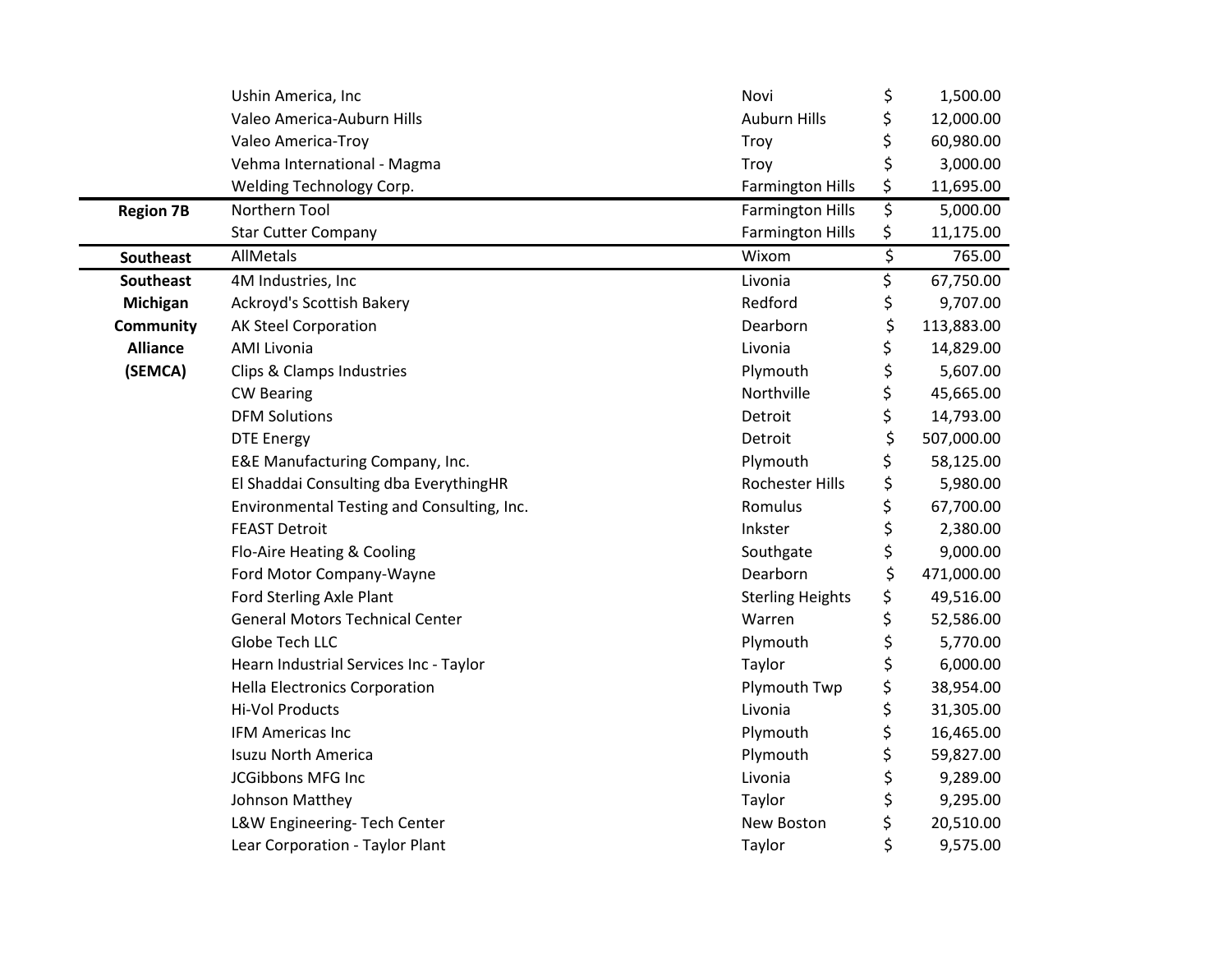| Region | Employer | City | Amount |
|---|---|---|---|
| | Ushin America, Inc | Novi | $ 1,500.00 |
| | Valeo America-Auburn Hills | Auburn Hills | $ 12,000.00 |
| | Valeo America-Troy | Troy | $ 60,980.00 |
| | Vehma International - Magma | Troy | $ 3,000.00 |
| | Welding Technology Corp. | Farmington Hills | $ 11,695.00 |
| **Region 7B** | Northern Tool | Farmington Hills | $ 5,000.00 |
| | Star Cutter Company | Farmington Hills | $ 11,175.00 |
| **Southeast** | AllMetals | Wixom | $ 765.00 |
| **Southeast Michigan Community Alliance (SEMCA)** | 4M Industries, Inc | Livonia | $ 67,750.00 |
| | Ackroyd's Scottish Bakery | Redford | $ 9,707.00 |
| | AK Steel Corporation | Dearborn | $ 113,883.00 |
| | AMI Livonia | Livonia | $ 14,829.00 |
| | Clips & Clamps Industries | Plymouth | $ 5,607.00 |
| | CW Bearing | Northville | $ 45,665.00 |
| | DFM Solutions | Detroit | $ 14,793.00 |
| | DTE Energy | Detroit | $ 507,000.00 |
| | E&E Manufacturing Company, Inc. | Plymouth | $ 58,125.00 |
| | El Shaddai Consulting dba EverythingHR | Rochester Hills | $ 5,980.00 |
| | Environmental Testing and Consulting, Inc. | Romulus | $ 67,700.00 |
| | FEAST Detroit | Inkster | $ 2,380.00 |
| | Flo-Aire Heating & Cooling | Southgate | $ 9,000.00 |
| | Ford Motor Company-Wayne | Dearborn | $ 471,000.00 |
| | Ford Sterling Axle Plant | Sterling Heights | $ 49,516.00 |
| | General Motors Technical Center | Warren | $ 52,586.00 |
| | Globe Tech LLC | Plymouth | $ 5,770.00 |
| | Hearn Industrial Services Inc - Taylor | Taylor | $ 6,000.00 |
| | Hella Electronics Corporation | Plymouth Twp | $ 38,954.00 |
| | Hi-Vol Products | Livonia | $ 31,305.00 |
| | IFM Americas Inc | Plymouth | $ 16,465.00 |
| | Isuzu North America | Plymouth | $ 59,827.00 |
| | JCGibbons MFG Inc | Livonia | $ 9,289.00 |
| | Johnson Matthey | Taylor | $ 9,295.00 |
| | L&W Engineering- Tech Center | New Boston | $ 20,510.00 |
| | Lear Corporation - Taylor Plant | Taylor | $ 9,575.00 |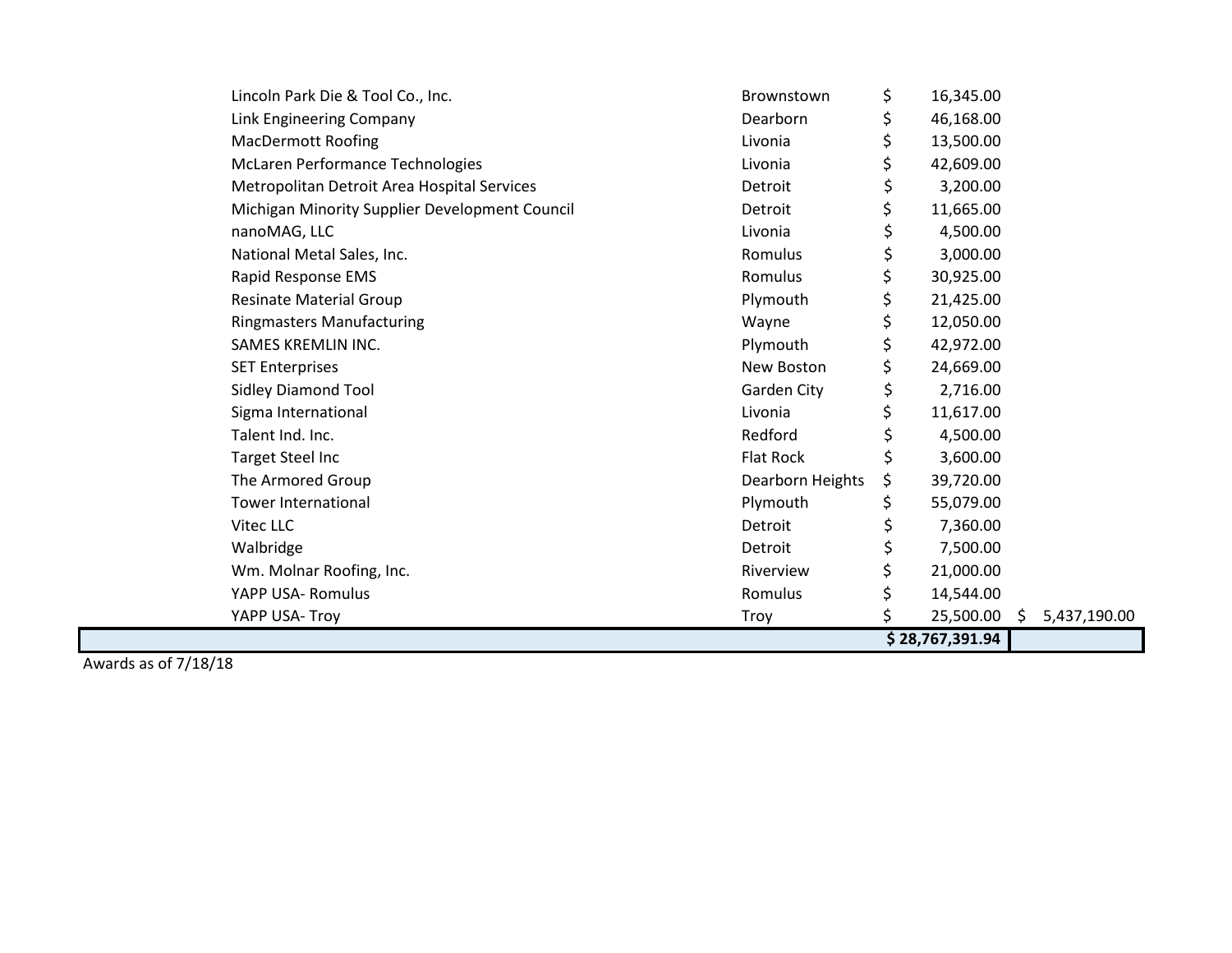| | | | |
|---|---|---|---|
| Lincoln Park Die & Tool Co., Inc. | Brownstown | $ 16,345.00 | |
| Link Engineering Company | Dearborn | $ 46,168.00 | |
| MacDermott Roofing | Livonia | $ 13,500.00 | |
| McLaren Performance Technologies | Livonia | $ 42,609.00 | |
| Metropolitan Detroit Area Hospital Services | Detroit | $ 3,200.00 | |
| Michigan Minority Supplier Development Council | Detroit | $ 11,665.00 | |
| nanoMAG, LLC | Livonia | $ 4,500.00 | |
| National Metal Sales, Inc. | Romulus | $ 3,000.00 | |
| Rapid Response EMS | Romulus | $ 30,925.00 | |
| Resinate Material Group | Plymouth | $ 21,425.00 | |
| Ringmasters Manufacturing | Wayne | $ 12,050.00 | |
| SAMES KREMLIN INC. | Plymouth | $ 42,972.00 | |
| SET Enterprises | New Boston | $ 24,669.00 | |
| Sidley Diamond Tool | Garden City | $ 2,716.00 | |
| Sigma International | Livonia | $ 11,617.00 | |
| Talent Ind. Inc. | Redford | $ 4,500.00 | |
| Target Steel Inc | Flat Rock | $ 3,600.00 | |
| The Armored Group | Dearborn Heights | $ 39,720.00 | |
| Tower International | Plymouth | $ 55,079.00 | |
| Vitec LLC | Detroit | $ 7,360.00 | |
| Walbridge | Detroit | $ 7,500.00 | |
| Wm. Molnar Roofing, Inc. | Riverview | $ 21,000.00 | |
| YAPP USA- Romulus | Romulus | $ 14,544.00 | |
| YAPP USA- Troy | Troy | $ 25,500.00 | $ 5,437,190.00 |
| | | **$ 28,767,391.94** | |

Awards as of 7/18/18